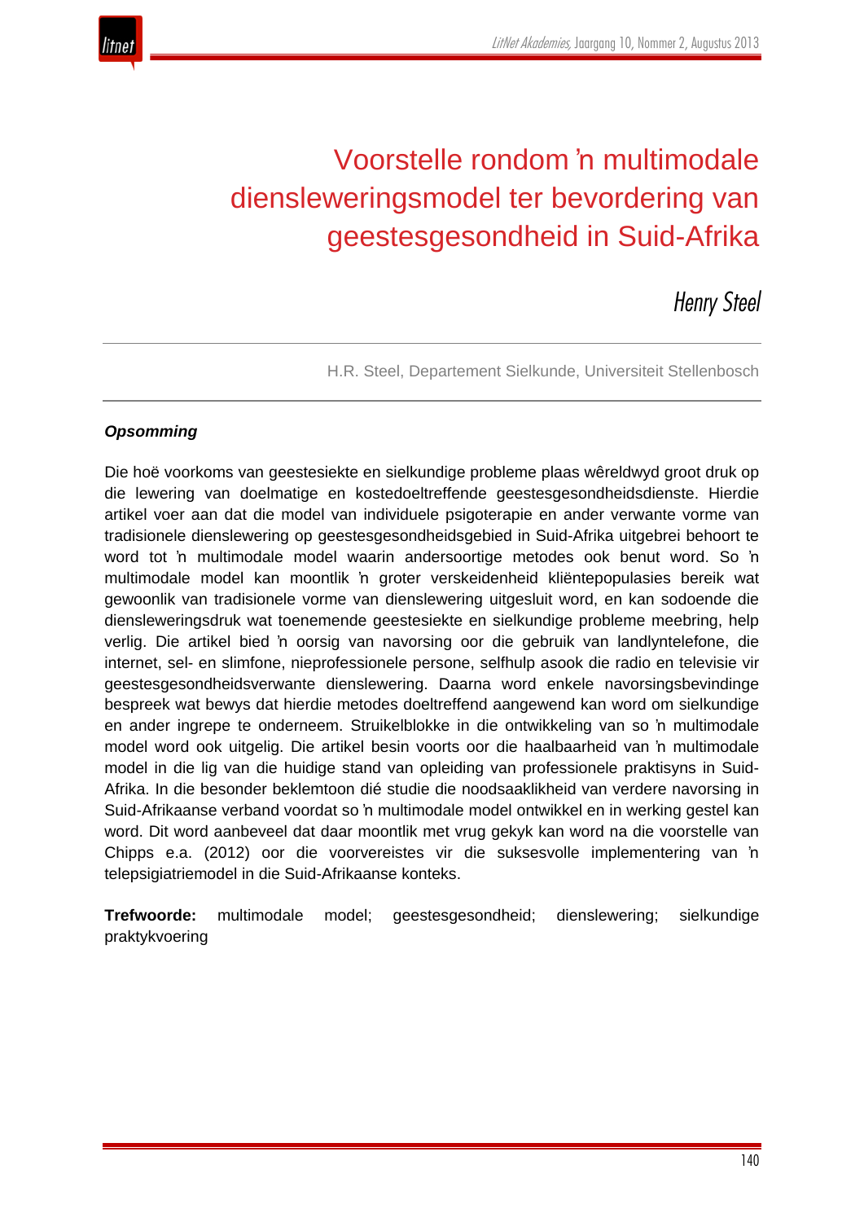# Voorstelle rondom ’n multimodale diensleweringsmodel ter bevordering van geestesgesondheid in Suid-Afrika

*Henry Steel*

H.R. Steel, Departement Sielkunde, Universiteit Stellenbosch

***Opsomming***

Die hoë voorkoms van geestesiekte en sielkundige probleme plaas wêreldwyd groot druk op die lewering van doelmatige en kostedoeltreffende geestesgesondheidsdienste. Hierdie artikel voer aan dat die model van individuele psigoterapie en ander verwante vorme van tradisionele dienslewering op geestesgesondheidsgebied in Suid-Afrika uitgebrei behoort te word tot ’n multimodale model waarin andersoortige metodes ook benut word. So ’n multimodale model kan moontlik ’n groter verskeidenheid kliëntepopulasies bereik wat gewoonlik van tradisionele vorme van dienslewering uitgesluit word, en kan sodoende die diensleweringsdruk wat toenemende geestesiekte en sielkundige probleme meebring, help verlig. Die artikel bied ’n oorsig van navorsing oor die gebruik van landlyntelefone, die internet, sel- en slimfone, nieprofessionele persone, selfhulp asook die radio en televisie vir geestesgesondheidsverwante dienslewering. Daarna word enkele navorsingsbevindinge bespreek wat bewys dat hierdie metodes doeltreffend aangewend kan word om sielkundige en ander ingrepe te onderneem. Struikelblokke in die ontwikkeling van so ’n multimodale model word ook uitgelig. Die artikel besin voorts oor die haalbaarheid van ’n multimodale model in die lig van die huidige stand van opleiding van professionele praktisyns in Suid-Afrika. In die besonder beklemtoon dié studie die noodsaaklikheid van verdere navorsing in Suid-Afrikaanse verband voordat so ’n multimodale model ontwikkel en in werking gestel kan word. Dit word aanbeveel dat daar moontlik met vrug gekyk kan word na die voorstelle van Chipps e.a. (2012) oor die voorvereistes vir die suksesvolle implementering van ’n telepsigiatriemodel in die Suid-Afrikaanse konteks.

**Trefwoorde:** multimodale model; geestesgesondheid; dienslewering; sielkundige praktykvoering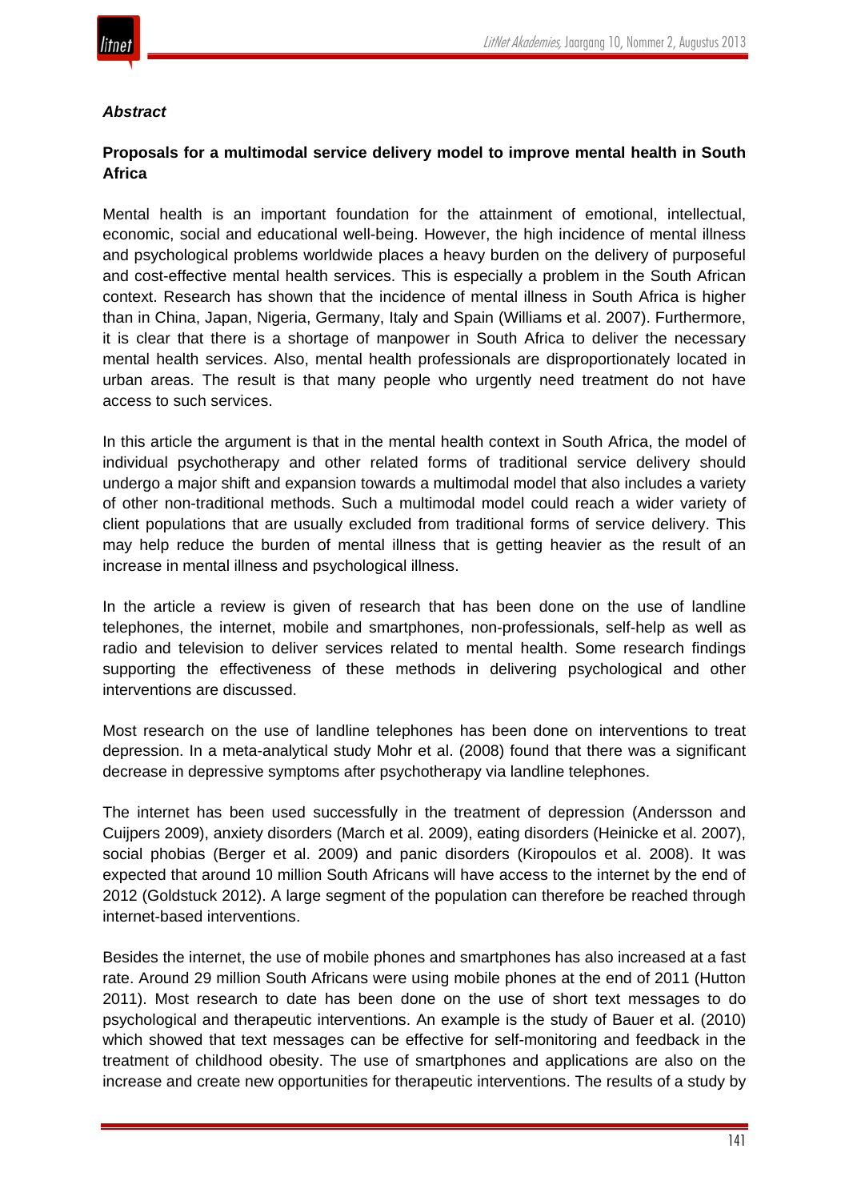***Abstract***

**Proposals for a multimodal service delivery model to improve mental health in South Africa**

Mental health is an important foundation for the attainment of emotional, intellectual, economic, social and educational well-being. However, the high incidence of mental illness and psychological problems worldwide places a heavy burden on the delivery of purposeful and cost-effective mental health services. This is especially a problem in the South African context. Research has shown that the incidence of mental illness in South Africa is higher than in China, Japan, Nigeria, Germany, Italy and Spain (Williams et al. 2007). Furthermore, it is clear that there is a shortage of manpower in South Africa to deliver the necessary mental health services. Also, mental health professionals are disproportionately located in urban areas. The result is that many people who urgently need treatment do not have access to such services.

In this article the argument is that in the mental health context in South Africa, the model of individual psychotherapy and other related forms of traditional service delivery should undergo a major shift and expansion towards a multimodal model that also includes a variety of other non-traditional methods. Such a multimodal model could reach a wider variety of client populations that are usually excluded from traditional forms of service delivery. This may help reduce the burden of mental illness that is getting heavier as the result of an increase in mental illness and psychological illness.

In the article a review is given of research that has been done on the use of landline telephones, the internet, mobile and smartphones, non-professionals, self-help as well as radio and television to deliver services related to mental health. Some research findings supporting the effectiveness of these methods in delivering psychological and other interventions are discussed.

Most research on the use of landline telephones has been done on interventions to treat depression. In a meta-analytical study Mohr et al. (2008) found that there was a significant decrease in depressive symptoms after psychotherapy via landline telephones.

The internet has been used successfully in the treatment of depression (Andersson and Cuijpers 2009), anxiety disorders (March et al. 2009), eating disorders (Heinicke et al. 2007), social phobias (Berger et al. 2009) and panic disorders (Kiropoulos et al. 2008). It was expected that around 10 million South Africans will have access to the internet by the end of 2012 (Goldstuck 2012). A large segment of the population can therefore be reached through internet-based interventions.

Besides the internet, the use of mobile phones and smartphones has also increased at a fast rate. Around 29 million South Africans were using mobile phones at the end of 2011 (Hutton 2011). Most research to date has been done on the use of short text messages to do psychological and therapeutic interventions. An example is the study of Bauer et al. (2010) which showed that text messages can be effective for self-monitoring and feedback in the treatment of childhood obesity. The use of smartphones and applications are also on the increase and create new opportunities for therapeutic interventions. The results of a study by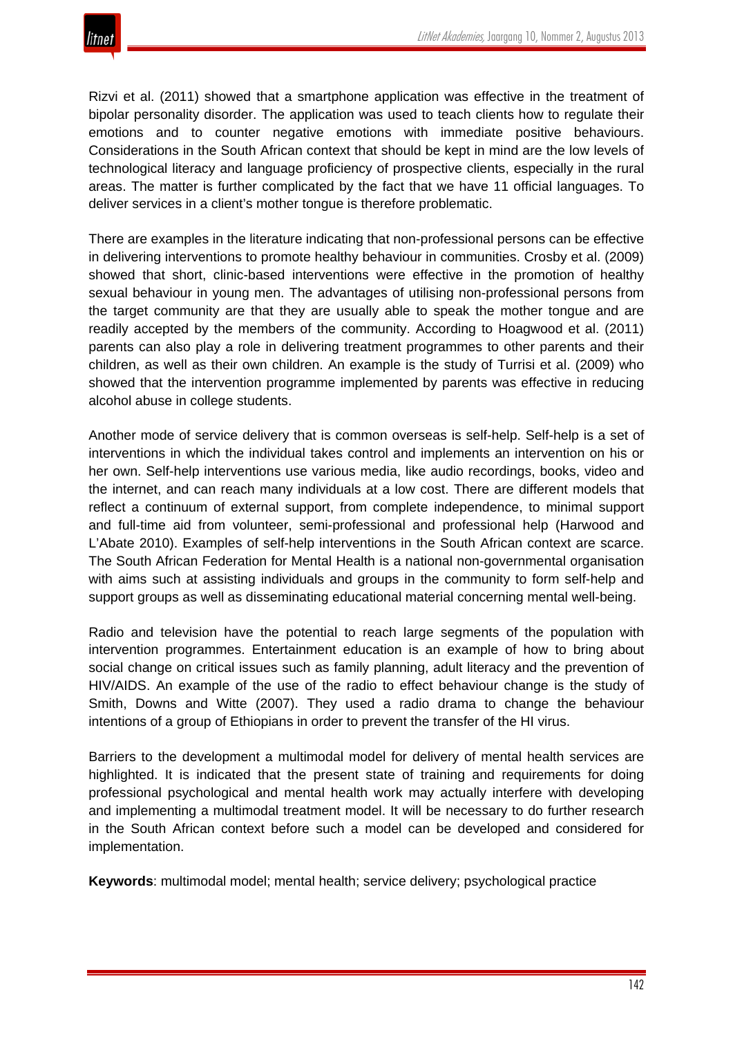Rizvi et al. (2011) showed that a smartphone application was effective in the treatment of bipolar personality disorder. The application was used to teach clients how to regulate their emotions and to counter negative emotions with immediate positive behaviours. Considerations in the South African context that should be kept in mind are the low levels of technological literacy and language proficiency of prospective clients, especially in the rural areas. The matter is further complicated by the fact that we have 11 official languages. To deliver services in a client's mother tongue is therefore problematic.

There are examples in the literature indicating that non-professional persons can be effective in delivering interventions to promote healthy behaviour in communities. Crosby et al. (2009) showed that short, clinic-based interventions were effective in the promotion of healthy sexual behaviour in young men. The advantages of utilising non-professional persons from the target community are that they are usually able to speak the mother tongue and are readily accepted by the members of the community. According to Hoagwood et al. (2011) parents can also play a role in delivering treatment programmes to other parents and their children, as well as their own children. An example is the study of Turrisi et al. (2009) who showed that the intervention programme implemented by parents was effective in reducing alcohol abuse in college students.

Another mode of service delivery that is common overseas is self-help. Self-help is a set of interventions in which the individual takes control and implements an intervention on his or her own. Self-help interventions use various media, like audio recordings, books, video and the internet, and can reach many individuals at a low cost. There are different models that reflect a continuum of external support, from complete independence, to minimal support and full-time aid from volunteer, semi-professional and professional help (Harwood and L'Abate 2010). Examples of self-help interventions in the South African context are scarce. The South African Federation for Mental Health is a national non-governmental organisation with aims such at assisting individuals and groups in the community to form self-help and support groups as well as disseminating educational material concerning mental well-being.

Radio and television have the potential to reach large segments of the population with intervention programmes. Entertainment education is an example of how to bring about social change on critical issues such as family planning, adult literacy and the prevention of HIV/AIDS. An example of the use of the radio to effect behaviour change is the study of Smith, Downs and Witte (2007). They used a radio drama to change the behaviour intentions of a group of Ethiopians in order to prevent the transfer of the HI virus.

Barriers to the development a multimodal model for delivery of mental health services are highlighted. It is indicated that the present state of training and requirements for doing professional psychological and mental health work may actually interfere with developing and implementing a multimodal treatment model. It will be necessary to do further research in the South African context before such a model can be developed and considered for implementation.

**Keywords**: multimodal model; mental health; service delivery; psychological practice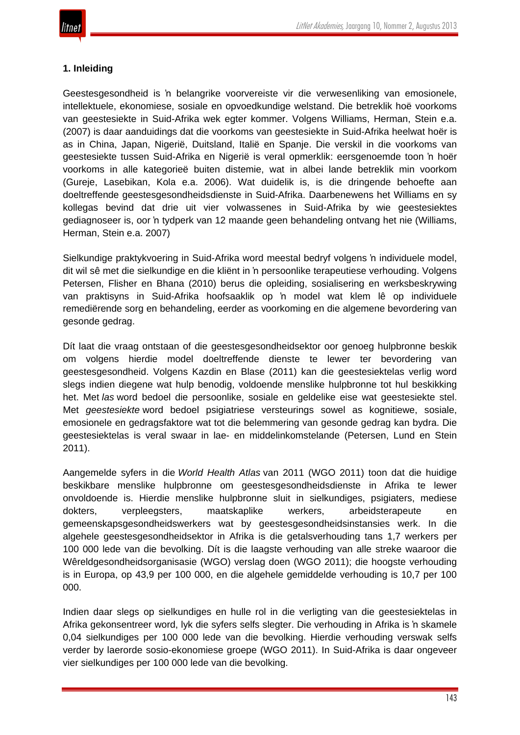**1. Inleiding**

Geestesgesondheid is ʼn belangrike voorvereiste vir die verwesenliking van emosionele, intellektuele, ekonomiese, sosiale en opvoedkundige welstand. Die betreklik hoë voorkoms van geestesiekte in Suid-Afrika wek egter kommer. Volgens Williams, Herman, Stein e.a. (2007) is daar aanduidings dat die voorkoms van geestesiekte in Suid-Afrika heelwat hoër is as in China, Japan, Nigerië, Duitsland, Italië en Spanje. Die verskil in die voorkoms van geestesiekte tussen Suid-Afrika en Nigerië is veral opmerklik: eersgenoemde toon ʼn hoër voorkoms in alle kategorieë buiten distemie, wat in albei lande betreklik min voorkom (Gureje, Lasebikan, Kola e.a. 2006). Wat duidelik is, is die dringende behoefte aan doeltreffende geestesgesondheidsdienste in Suid-Afrika. Daarbenewens het Williams en sy kollegas bevind dat drie uit vier volwassenes in Suid-Afrika by wie geestesiektes gediagnoseer is, oor ʼn tydperk van 12 maande geen behandeling ontvang het nie (Williams, Herman, Stein e.a. 2007)

Sielkundige praktykvoering in Suid-Afrika word meestal bedryf volgens ʼn individuele model, dit wil sê met die sielkundige en die kliënt in ʼn persoonlike terapeutiese verhouding. Volgens Petersen, Flisher en Bhana (2010) berus die opleiding, sosialisering en werksbeskrywing van praktisyns in Suid-Afrika hoofsaaklik op ʼn model wat klem lê op individuele remediërende sorg en behandeling, eerder as voorkoming en die algemene bevordering van gesonde gedrag.

Dít laat die vraag ontstaan of die geestesgesondheidsektor oor genoeg hulpbronne beskik om volgens hierdie model doeltreffende dienste te lewer ter bevordering van geestesgesondheid. Volgens Kazdin en Blase (2011) kan die geestesiektelas verlig word slegs indien diegene wat hulp benodig, voldoende menslike hulpbronne tot hul beskikking het. Met *las* word bedoel die persoonlike, sosiale en geldelike eise wat geestesiekte stel. Met *geestesiekte* word bedoel psigiatriese versteurings sowel as kognitiewe, sosiale, emosionele en gedragsfaktore wat tot die belemmering van gesonde gedrag kan bydra. Die geestesiektelas is veral swaar in lae- en middelinkomstelande (Petersen, Lund en Stein 2011).

Aangemelde syfers in die *World Health Atlas* van 2011 (WGO 2011) toon dat die huidige beskikbare menslike hulpbronne om geestesgesondheidsdienste in Afrika te lewer onvoldoende is. Hierdie menslike hulpbronne sluit in sielkundiges, psigiaters, mediese dokters, verpleegsters, maatskaplike werkers, arbeidsterapeute en gemeenskapsgesondheidswerkers wat by geestesgesondheidsinstansies werk. In die algehele geestesgesondheidsektor in Afrika is die getalsverhouding tans 1,7 werkers per 100 000 lede van die bevolking. Dít is die laagste verhouding van alle streke waaroor die Wêreldgesondheidsorganisasie (WGO) verslag doen (WGO 2011); die hoogste verhouding is in Europa, op 43,9 per 100 000, en die algehele gemiddelde verhouding is 10,7 per 100 000.

Indien daar slegs op sielkundiges en hulle rol in die verligting van die geestesiektelas in Afrika gekonsentreer word, lyk die syfers selfs slegter. Die verhouding in Afrika is ʼn skamele 0,04 sielkundiges per 100 000 lede van die bevolking. Hierdie verhouding verswak selfs verder by laerorde sosio-ekonomiese groepe (WGO 2011). In Suid-Afrika is daar ongeveer vier sielkundiges per 100 000 lede van die bevolking.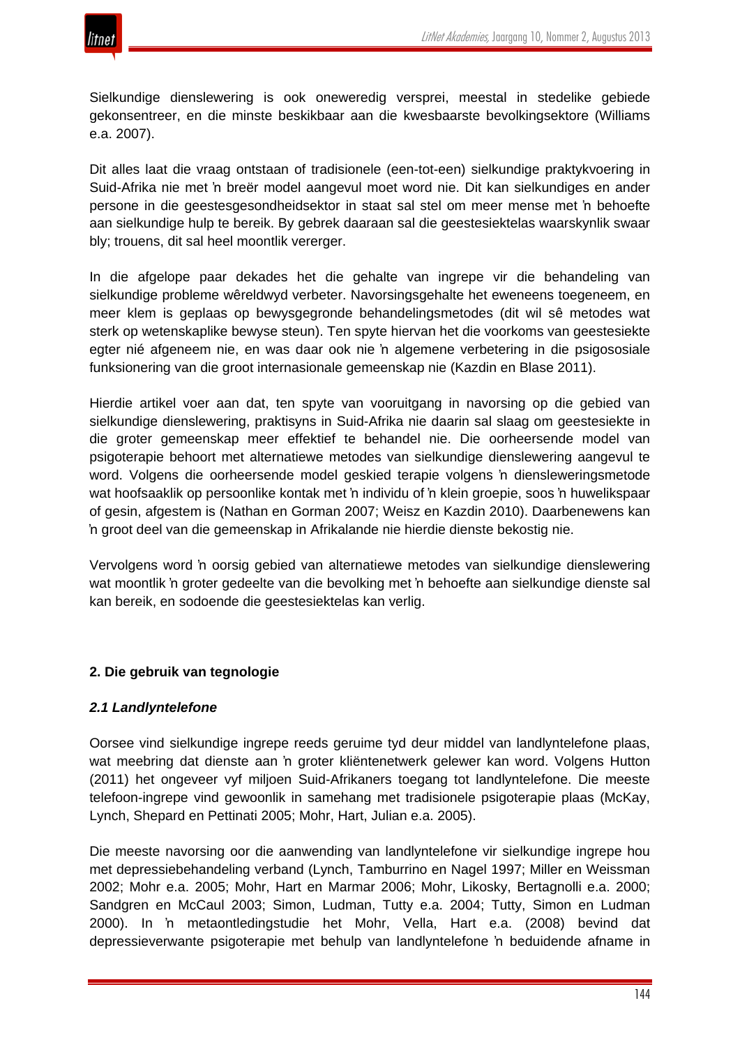Sielkundige dienslewering is ook oneweredig versprei, meestal in stedelike gebiede gekonsentreer, en die minste beskikbaar aan die kwesbaarste bevolkingsektore (Williams e.a. 2007).

Dit alles laat die vraag ontstaan of tradisionele (een-tot-een) sielkundige praktykvoering in Suid-Afrika nie met ŉ breër model aangevul moet word nie. Dit kan sielkundiges en ander persone in die geestesgesondheidsektor in staat sal stel om meer mense met ŉ behoefte aan sielkundige hulp te bereik. By gebrek daaraan sal die geestesiektelas waarskynlik swaar bly; trouens, dit sal heel moontlik vererger.

In die afgelope paar dekades het die gehalte van ingrepe vir die behandeling van sielkundige probleme wêreldwyd verbeter. Navorsingsgehalte het eweneens toegeneem, en meer klem is geplaas op bewysgegronde behandelingsmetodes (dit wil sê metodes wat sterk op wetenskaplike bewyse steun). Ten spyte hiervan het die voorkoms van geestesiekte egter nié afgeneem nie, en was daar ook nie ŉ algemene verbetering in die psigososiale funksionering van die groot internasionale gemeenskap nie (Kazdin en Blase 2011).

Hierdie artikel voer aan dat, ten spyte van vooruitgang in navorsing op die gebied van sielkundige dienslewering, praktisyns in Suid-Afrika nie daarin sal slaag om geestesiekte in die groter gemeenskap meer effektief te behandel nie. Die oorheersende model van psigoterapie behoort met alternatiewe metodes van sielkundige dienslewering aangevul te word. Volgens die oorheersende model geskied terapie volgens ŉ diensleweringsmetode wat hoofsaaklik op persoonlike kontak met ŉ individu of ŉ klein groepie, soos ŉ huwelikspaar of gesin, afgestem is (Nathan en Gorman 2007; Weisz en Kazdin 2010). Daarbenewens kan ŉ groot deel van die gemeenskap in Afrikalande nie hierdie dienste bekostig nie.

Vervolgens word ŉ oorsig gebied van alternatiewe metodes van sielkundige dienslewering wat moontlik ŉ groter gedeelte van die bevolking met ŉ behoefte aan sielkundige dienste sal kan bereik, en sodoende die geestesiektelas kan verlig.

## 2. Die gebruik van tegnologie

### *2.1 Landlyntelefone*

Oorsee vind sielkundige ingrepe reeds geruime tyd deur middel van landlyntelefone plaas, wat meebring dat dienste aan ŉ groter kliëntenetwerk gelewer kan word. Volgens Hutton (2011) het ongeveer vyf miljoen Suid-Afrikaners toegang tot landlyntelefone. Die meeste telefoon-ingrepe vind gewoonlik in samehang met tradisionele psigoterapie plaas (McKay, Lynch, Shepard en Pettinati 2005; Mohr, Hart, Julian e.a. 2005).

Die meeste navorsing oor die aanwending van landlyntelefone vir sielkundige ingrepe hou met depressiebehandeling verband (Lynch, Tamburrino en Nagel 1997; Miller en Weissman 2002; Mohr e.a. 2005; Mohr, Hart en Marmar 2006; Mohr, Likosky, Bertagnolli e.a. 2000; Sandgren en McCaul 2003; Simon, Ludman, Tutty e.a. 2004; Tutty, Simon en Ludman 2000). In ŉ metaontledingstudie het Mohr, Vella, Hart e.a. (2008) bevind dat depressieverwante psigoterapie met behulp van landlyntelefone ŉ beduidende afname in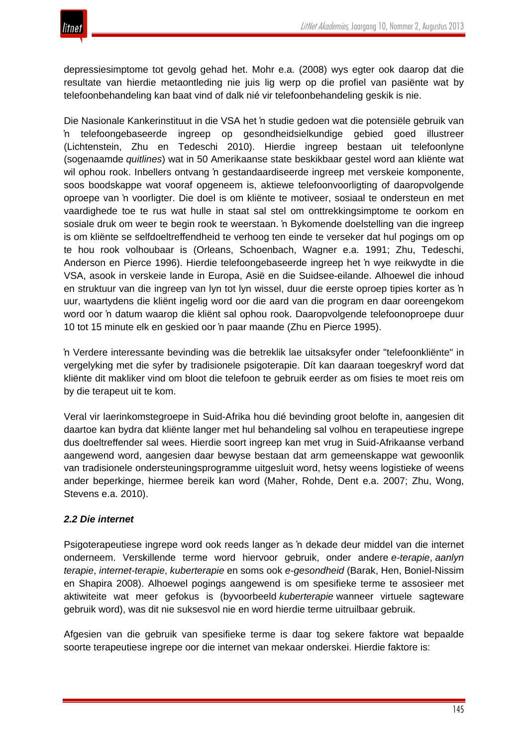depressiesimptome tot gevolg gehad het. Mohr e.a. (2008) wys egter ook daarop dat die resultate van hierdie metaontleding nie juis lig werp op die profiel van pasiënte wat by telefoonbehandeling kan baat vind of dalk nié vir telefoonbehandeling geskik is nie.

Die Nasionale Kankerinstituut in die VSA het ŉ studie gedoen wat die potensiële gebruik van ŉ telefoongebaseerde ingreep op gesondheidsielkundige gebied goed illustreer (Lichtenstein, Zhu en Tedeschi 2010). Hierdie ingreep bestaan uit telefoonlyne (sogenaamde *quitlines*) wat in 50 Amerikaanse state beskikbaar gestel word aan kliënte wat wil ophou rook. Inbellers ontvang ŉ gestandaardiseerde ingreep met verskeie komponente, soos boodskappe wat vooraf opgeneem is, aktiewe telefoonvoorligting of daaropvolgende oproepe van ŉ voorligter. Die doel is om kliënte te motiveer, sosiaal te ondersteun en met vaardighede toe te rus wat hulle in staat sal stel om onttrekkingsimptome te oorkom en sosiale druk om weer te begin rook te weerstaan. ŉ Bykomende doelstelling van die ingreep is om kliënte se selfdoeltreffendheid te verhoog ten einde te verseker dat hul pogings om op te hou rook volhoubaar is (Orleans, Schoenbach, Wagner e.a. 1991; Zhu, Tedeschi, Anderson en Pierce 1996). Hierdie telefoongebaseerde ingreep het ŉ wye reikwydte in die VSA, asook in verskeie lande in Europa, Asië en die Suidsee-eilande. Alhoewel die inhoud en struktuur van die ingreep van lyn tot lyn wissel, duur die eerste oproep tipies korter as ŉ uur, waartydens die kliënt ingelig word oor die aard van die program en daar ooreengekom word oor ŉ datum waarop die kliënt sal ophou rook. Daaropvolgende telefoonoproepe duur 10 tot 15 minute elk en geskied oor ŉ paar maande (Zhu en Pierce 1995).

ŉ Verdere interessante bevinding was die betreklik lae uitsaksyfer onder "telefoonkliënte" in vergelyking met die syfer by tradisionele psigoterapie. Dít kan daaraan toegeskryf word dat kliënte dit makliker vind om bloot die telefoon te gebruik eerder as om fisies te moet reis om by die terapeut uit te kom.

Veral vir laerinkomstegroepe in Suid-Afrika hou dié bevinding groot belofte in, aangesien dit daartoe kan bydra dat kliënte langer met hul behandeling sal volhou en terapeutiese ingrepe dus doeltreffender sal wees. Hierdie soort ingreep kan met vrug in Suid-Afrikaanse verband aangewend word, aangesien daar bewyse bestaan dat arm gemeenskappe wat gewoonlik van tradisionele ondersteuningsprogramme uitgesluit word, hetsy weens logistieke of weens ander beperkinge, hiermee bereik kan word (Maher, Rohde, Dent e.a. 2007; Zhu, Wong, Stevens e.a. 2010).

### *2.2 Die internet*

Psigoterapeutiese ingrepe word ook reeds langer as ŉ dekade deur middel van die internet onderneem. Verskillende terme word hiervoor gebruik, onder andere *e-terapie*, *aanlyn terapie*, *internet-terapie*, *kuberterapie* en soms ook *e-gesondheid* (Barak, Hen, Boniel-Nissim en Shapira 2008). Alhoewel pogings aangewend is om spesifieke terme te assosieer met aktiwiteite wat meer gefokus is (byvoorbeeld *kuberterapie* wanneer virtuele sagteware gebruik word), was dit nie suksesvol nie en word hierdie terme uitruilbaar gebruik.

Afgesien van die gebruik van spesifieke terme is daar tog sekere faktore wat bepaalde soorte terapeutiese ingrepe oor die internet van mekaar onderskei. Hierdie faktore is: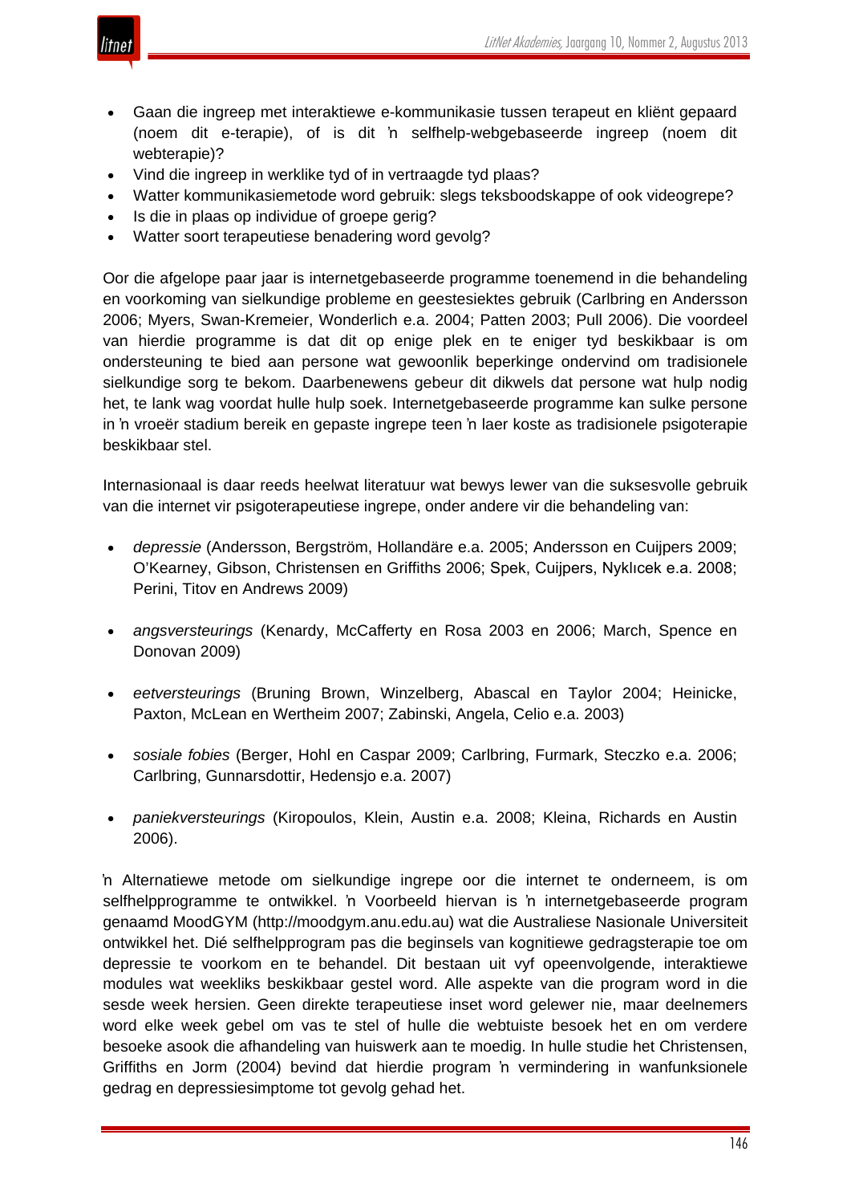- Gaan die ingreep met interaktiewe e-kommunikasie tussen terapeut en kliënt gepaard (noem dit e-terapie), of is dit ŉ selfhelp-webgebaseerde ingreep (noem dit webterapie)?
- Vind die ingreep in werklike tyd of in vertraagde tyd plaas?
- Watter kommunikasiemetode word gebruik: slegs teksboodskappe of ook videogrepe?
- Is die in plaas op individue of groepe gerig?
- Watter soort terapeutiese benadering word gevolg?

Oor die afgelope paar jaar is internetgebaseerde programme toenemend in die behandeling en voorkoming van sielkundige probleme en geestesiektes gebruik (Carlbring en Andersson 2006; Myers, Swan-Kremeier, Wonderlich e.a. 2004; Patten 2003; Pull 2006). Die voordeel van hierdie programme is dat dit op enige plek en te eniger tyd beskikbaar is om ondersteuning te bied aan persone wat gewoonlik beperkinge ondervind om tradisionele sielkundige sorg te bekom. Daarbenewens gebeur dit dikwels dat persone wat hulp nodig het, te lank wag voordat hulle hulp soek. Internetgebaseerde programme kan sulke persone in ŉ vroeër stadium bereik en gepaste ingrepe teen ŉ laer koste as tradisionele psigoterapie beskikbaar stel.

Internasionaal is daar reeds heelwat literatuur wat bewys lewer van die suksesvolle gebruik van die internet vir psigoterapeutiese ingrepe, onder andere vir die behandeling van:

- *depressie* (Andersson, Bergström, Hollandäre e.a. 2005; Andersson en Cuijpers 2009; O'Kearney, Gibson, Christensen en Griffiths 2006; Spek, Cuijpers, Nyklıcek e.a. 2008; Perini, Titov en Andrews 2009)

- *angsversteurings* (Kenardy, McCafferty en Rosa 2003 en 2006; March, Spence en Donovan 2009)

- *eetversteurings* (Bruning Brown, Winzelberg, Abascal en Taylor 2004; Heinicke, Paxton, McLean en Wertheim 2007; Zabinski, Angela, Celio e.a. 2003)

- *sosiale fobies* (Berger, Hohl en Caspar 2009; Carlbring, Furmark, Steczko e.a. 2006; Carlbring, Gunnarsdottir, Hedensjo e.a. 2007)

- *paniekversteurings* (Kiropoulos, Klein, Austin e.a. 2008; Kleina, Richards en Austin 2006).

ŉ Alternatiewe metode om sielkundige ingrepe oor die internet te onderneem, is om selfhelpprogramme te ontwikkel. ŉ Voorbeeld hiervan is ŉ internetgebaseerde program genaamd MoodGYM (http://moodgym.anu.edu.au) wat die Australiese Nasionale Universiteit ontwikkel het. Dié selfhelpprogram pas die beginsels van kognitiewe gedragsterapie toe om depressie te voorkom en te behandel. Dit bestaan uit vyf opeenvolgende, interaktiewe modules wat weekliks beskikbaar gestel word. Alle aspekte van die program word in die sesde week hersien. Geen direkte terapeutiese inset word gelewer nie, maar deelnemers word elke week gebel om vas te stel of hulle die webtuiste besoek het en om verdere besoeke asook die afhandeling van huiswerk aan te moedig. In hulle studie het Christensen, Griffiths en Jorm (2004) bevind dat hierdie program ŉ vermindering in wanfunksionele gedrag en depressiesimptome tot gevolg gehad het.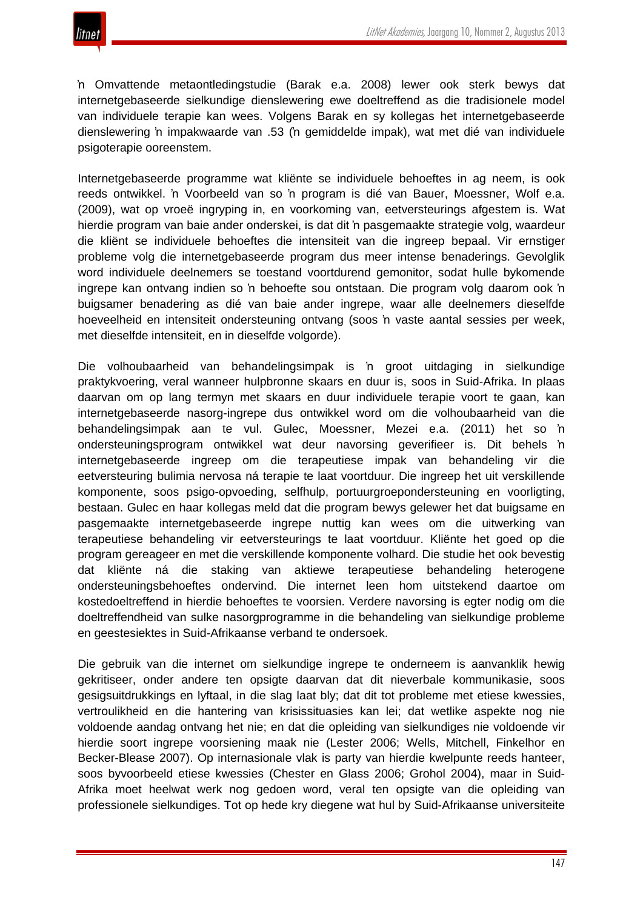ŉ Omvattende metaontledingstudie (Barak e.a. 2008) lewer ook sterk bewys dat internetgebaseerde sielkundige dienslewering ewe doeltreffend as die tradisionele model van individuele terapie kan wees. Volgens Barak en sy kollegas het internetgebaseerde dienslewering ŉ impakwaarde van .53 (ŉ gemiddelde impak), wat met dié van individuele psigoterapie ooreenstem.

Internetgebaseerde programme wat kliënte se individuele behoeftes in ag neem, is ook reeds ontwikkel. ŉ Voorbeeld van so ŉ program is dié van Bauer, Moessner, Wolf e.a. (2009), wat op vroeë ingryping in, en voorkoming van, eetversteurings afgestem is. Wat hierdie program van baie ander onderskei, is dat dit ŉ pasgemaakte strategie volg, waardeur die kliënt se individuele behoeftes die intensiteit van die ingreep bepaal. Vir ernstiger probleme volg die internetgebaseerde program dus meer intense benaderings. Gevolglik word individuele deelnemers se toestand voortdurend gemonitor, sodat hulle bykomende ingrepe kan ontvang indien so ŉ behoefte sou ontstaan. Die program volg daarom ook ŉ buigsamer benadering as dié van baie ander ingrepe, waar alle deelnemers dieselfde hoeveelheid en intensiteit ondersteuning ontvang (soos ŉ vaste aantal sessies per week, met dieselfde intensiteit, en in dieselfde volgorde).

Die volhoubaarheid van behandelingsimpak is ŉ groot uitdaging in sielkundige praktykvoering, veral wanneer hulpbronne skaars en duur is, soos in Suid-Afrika. In plaas daarvan om op lang termyn met skaars en duur individuele terapie voort te gaan, kan internetgebaseerde nasorg-ingrepe dus ontwikkel word om die volhoubaarheid van die behandelingsimpak aan te vul. Gulec, Moessner, Mezei e.a. (2011) het so ŉ ondersteuningsprogram ontwikkel wat deur navorsing geverifieer is. Dit behels ŉ internetgebaseerde ingreep om die terapeutiese impak van behandeling vir die eetversteuring bulimia nervosa ná terapie te laat voortduur. Die ingreep het uit verskillende komponente, soos psigo-opvoeding, selfhulp, portuurgroepondersteuning en voorligting, bestaan. Gulec en haar kollegas meld dat die program bewys gelewer het dat buigsame en pasgemaakte internetgebaseerde ingrepe nuttig kan wees om die uitwerking van terapeutiese behandeling vir eetversteurings te laat voortduur. Kliënte het goed op die program gereageer en met die verskillende komponente volhard. Die studie het ook bevestig dat kliënte ná die staking van aktiewe terapeutiese behandeling heterogene ondersteuningsbehoeftes ondervind. Die internet leen hom uitstekend daartoe om kostedoeltreffend in hierdie behoeftes te voorsien. Verdere navorsing is egter nodig om die doeltreffendheid van sulke nasorgprogramme in die behandeling van sielkundige probleme en geestesiektes in Suid-Afrikaanse verband te ondersoek.

Die gebruik van die internet om sielkundige ingrepe te onderneem is aanvanklik hewig gekritiseer, onder andere ten opsigte daarvan dat dit nieverbale kommunikasie, soos gesigsuitdrukkings en lyftaal, in die slag laat bly; dat dit tot probleme met etiese kwessies, vertroulikheid en die hantering van krisissituasies kan lei; dat wetlike aspekte nog nie voldoende aandag ontvang het nie; en dat die opleiding van sielkundiges nie voldoende vir hierdie soort ingrepe voorsiening maak nie (Lester 2006; Wells, Mitchell, Finkelhor en Becker-Blease 2007). Op internasionale vlak is party van hierdie kwelpunte reeds hanteer, soos byvoorbeeld etiese kwessies (Chester en Glass 2006; Grohol 2004), maar in Suid-Afrika moet heelwat werk nog gedoen word, veral ten opsigte van die opleiding van professionele sielkundiges. Tot op hede kry diegene wat hul by Suid-Afrikaanse universiteite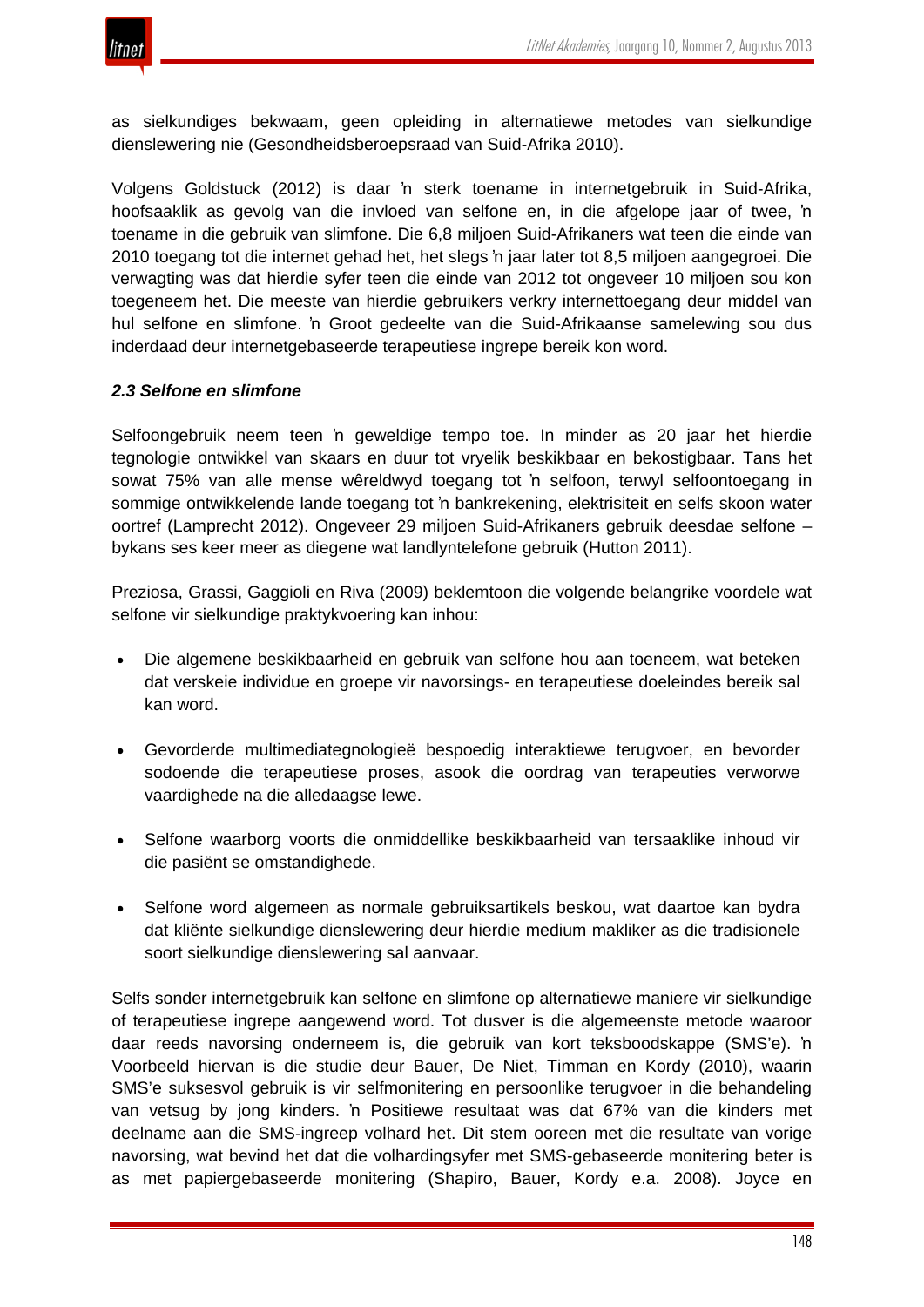as sielkundiges bekwaam, geen opleiding in alternatiewe metodes van sielkundige dienslewering nie (Gesondheidsberoepsraad van Suid-Afrika 2010).

Volgens Goldstuck (2012) is daar ŉ sterk toename in internetgebruik in Suid-Afrika, hoofsaaklik as gevolg van die invloed van selfone en, in die afgelope jaar of twee, ŉ toename in die gebruik van slimfone. Die 6,8 miljoen Suid-Afrikaners wat teen die einde van 2010 toegang tot die internet gehad het, het slegs ŉ jaar later tot 8,5 miljoen aangegroei. Die verwagting was dat hierdie syfer teen die einde van 2012 tot ongeveer 10 miljoen sou kon toegeneem het. Die meeste van hierdie gebruikers verkry internettoegang deur middel van hul selfone en slimfone. ŉ Groot gedeelte van die Suid-Afrikaanse samelewing sou dus inderdaad deur internetgebaseerde terapeutiese ingrepe bereik kon word.

### *2.3 Selfone en slimfone*

Selfoongebruik neem teen ŉ geweldige tempo toe. In minder as 20 jaar het hierdie tegnologie ontwikkel van skaars en duur tot vryelik beskikbaar en bekostigbaar. Tans het sowat 75% van alle mense wêreldwyd toegang tot ŉ selfoon, terwyl selfoontoegang in sommige ontwikkelende lande toegang tot ŉ bankrekening, elektrisiteit en selfs skoon water oortref (Lamprecht 2012). Ongeveer 29 miljoen Suid-Afrikaners gebruik deesdae selfone – bykans ses keer meer as diegene wat landlyntelefone gebruik (Hutton 2011).

Preziosa, Grassi, Gaggioli en Riva (2009) beklemtoon die volgende belangrike voordele wat selfone vir sielkundige praktykvoering kan inhou:

- Die algemene beskikbaarheid en gebruik van selfone hou aan toeneem, wat beteken dat verskeie individue en groepe vir navorsings- en terapeutiese doeleindes bereik sal kan word.
- Gevorderde multimediategnologieë bespoedig interaktiewe terugvoer, en bevorder sodoende die terapeutiese proses, asook die oordrag van terapeuties verworwe vaardighede na die alledaagse lewe.
- Selfone waarborg voorts die onmiddellike beskikbaarheid van tersaaklike inhoud vir die pasiënt se omstandighede.
- Selfone word algemeen as normale gebruiksartikels beskou, wat daartoe kan bydra dat kliënte sielkundige dienslewering deur hierdie medium makliker as die tradisionele soort sielkundige dienslewering sal aanvaar.

Selfs sonder internetgebruik kan selfone en slimfone op alternatiewe maniere vir sielkundige of terapeutiese ingrepe aangewend word. Tot dusver is die algemeenste metode waaroor daar reeds navorsing onderneem is, die gebruik van kort teksboodskappe (SMS'e). ŉ Voorbeeld hiervan is die studie deur Bauer, De Niet, Timman en Kordy (2010), waarin SMS'e suksesvol gebruik is vir selfmonitering en persoonlike terugvoer in die behandeling van vetsug by jong kinders. ŉ Positiewe resultaat was dat 67% van die kinders met deelname aan die SMS-ingreep volhard het. Dit stem ooreen met die resultate van vorige navorsing, wat bevind het dat die volhardingsyfer met SMS-gebaseerde monitering beter is as met papiergebaseerde monitering (Shapiro, Bauer, Kordy e.a. 2008). Joyce en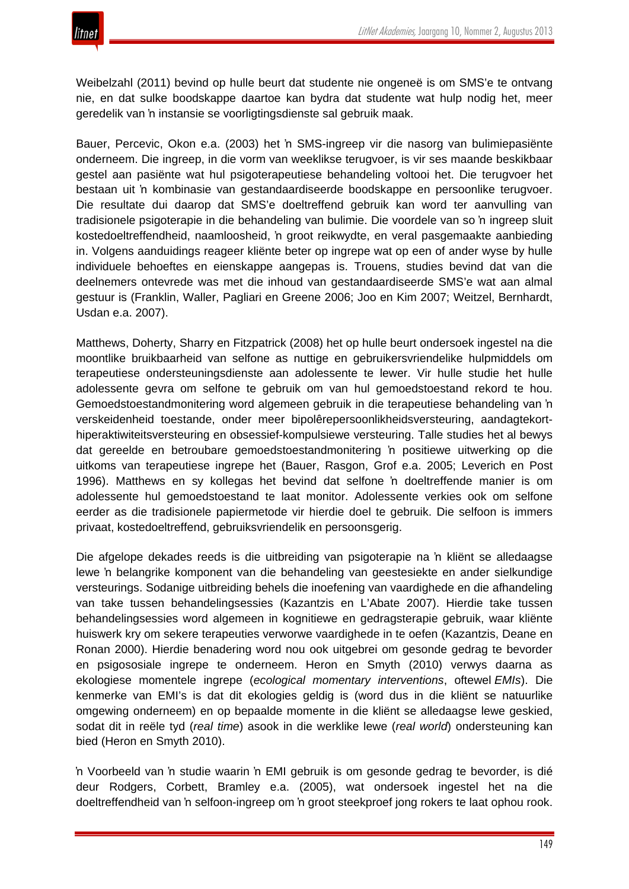Weibelzahl (2011) bevind op hulle beurt dat studente nie ongeneë is om SMS'e te ontvang nie, en dat sulke boodskappe daartoe kan bydra dat studente wat hulp nodig het, meer geredelik van 'n instansie se voorligtingsdienste sal gebruik maak.

Bauer, Percevic, Okon e.a. (2003) het 'n SMS-ingreep vir die nasorg van bulimiepasiënte onderneem. Die ingreep, in die vorm van weeklikse terugvoer, is vir ses maande beskikbaar gestel aan pasiënte wat hul psigoterapeutiese behandeling voltooi het. Die terugvoer het bestaan uit 'n kombinasie van gestandaardiseerde boodskappe en persoonlike terugvoer. Die resultate dui daarop dat SMS'e doeltreffend gebruik kan word ter aanvulling van tradisionele psigoterapie in die behandeling van bulimie. Die voordele van so 'n ingreep sluit kostedoeltreffendheid, naamloosheid, 'n groot reikwydte, en veral pasgemaakte aanbieding in. Volgens aanduidings reageer kliënte beter op ingrepe wat op een of ander wyse by hulle individuele behoeftes en eienskappe aangepas is. Trouens, studies bevind dat van die deelnemers ontevrede was met die inhoud van gestandaardiseerde SMS'e wat aan almal gestuur is (Franklin, Waller, Pagliari en Greene 2006; Joo en Kim 2007; Weitzel, Bernhardt, Usdan e.a. 2007).

Matthews, Doherty, Sharry en Fitzpatrick (2008) het op hulle beurt ondersoek ingestel na die moontlike bruikbaarheid van selfone as nuttige en gebruikersvriendelike hulpmiddels om terapeutiese ondersteuningsdienste aan adolessente te lewer. Vir hulle studie het hulle adolessente gevra om selfone te gebruik om van hul gemoedstoestand rekord te hou. Gemoedstoestandmonitering word algemeen gebruik in die terapeutiese behandeling van 'n verskeidenheid toestande, onder meer bipolêrepersoonlikheidsversteuring, aandagtekort-hiperaktiwiteitsversteuring en obsessief-kompulsiewe versteuring. Talle studies het al bewys dat gereelde en betroubare gemoedstoestandmonitering 'n positiewe uitwerking op die uitkoms van terapeutiese ingrepe het (Bauer, Rasgon, Grof e.a. 2005; Leverich en Post 1996). Matthews en sy kollegas het bevind dat selfone 'n doeltreffende manier is om adolessente hul gemoedstoestand te laat monitor. Adolessente verkies ook om selfone eerder as die tradisionele papiermetode vir hierdie doel te gebruik. Die selfoon is immers privaat, kostedoeltreffend, gebruiksvriendelik en persoonsgerig.

Die afgelope dekades reeds is die uitbreiding van psigoterapie na 'n kliënt se alledaagse lewe 'n belangrike komponent van die behandeling van geestesiekte en ander sielkundige versteurings. Sodanige uitbreiding behels die inoefening van vaardighede en die afhandeling van take tussen behandelingsessies (Kazantzis en L'Abate 2007). Hierdie take tussen behandelingsessies word algemeen in kognitiewe en gedragsterapie gebruik, waar kliënte huiswerk kry om sekere terapeuties verworwe vaardighede in te oefen (Kazantzis, Deane en Ronan 2000). Hierdie benadering word nou ook uitgebrei om gesonde gedrag te bevorder en psigososiale ingrepe te onderneem. Heron en Smyth (2010) verwys daarna as ekologiese momentele ingrepe (*ecological momentary interventions*, oftewel *EMIs*). Die kenmerke van EMI's is dat dit ekologies geldig is (word dus in die kliënt se natuurlike omgewing onderneem) en op bepaalde momente in die kliënt se alledaagse lewe geskied, sodat dit in reële tyd (*real time*) asook in die werklike lewe (*real world*) ondersteuning kan bied (Heron en Smyth 2010).

'n Voorbeeld van 'n studie waarin 'n EMI gebruik is om gesonde gedrag te bevorder, is dié deur Rodgers, Corbett, Bramley e.a. (2005), wat ondersoek ingestel het na die doeltreffendheid van 'n selfoon-ingreep om 'n groot steekproef jong rokers te laat ophou rook.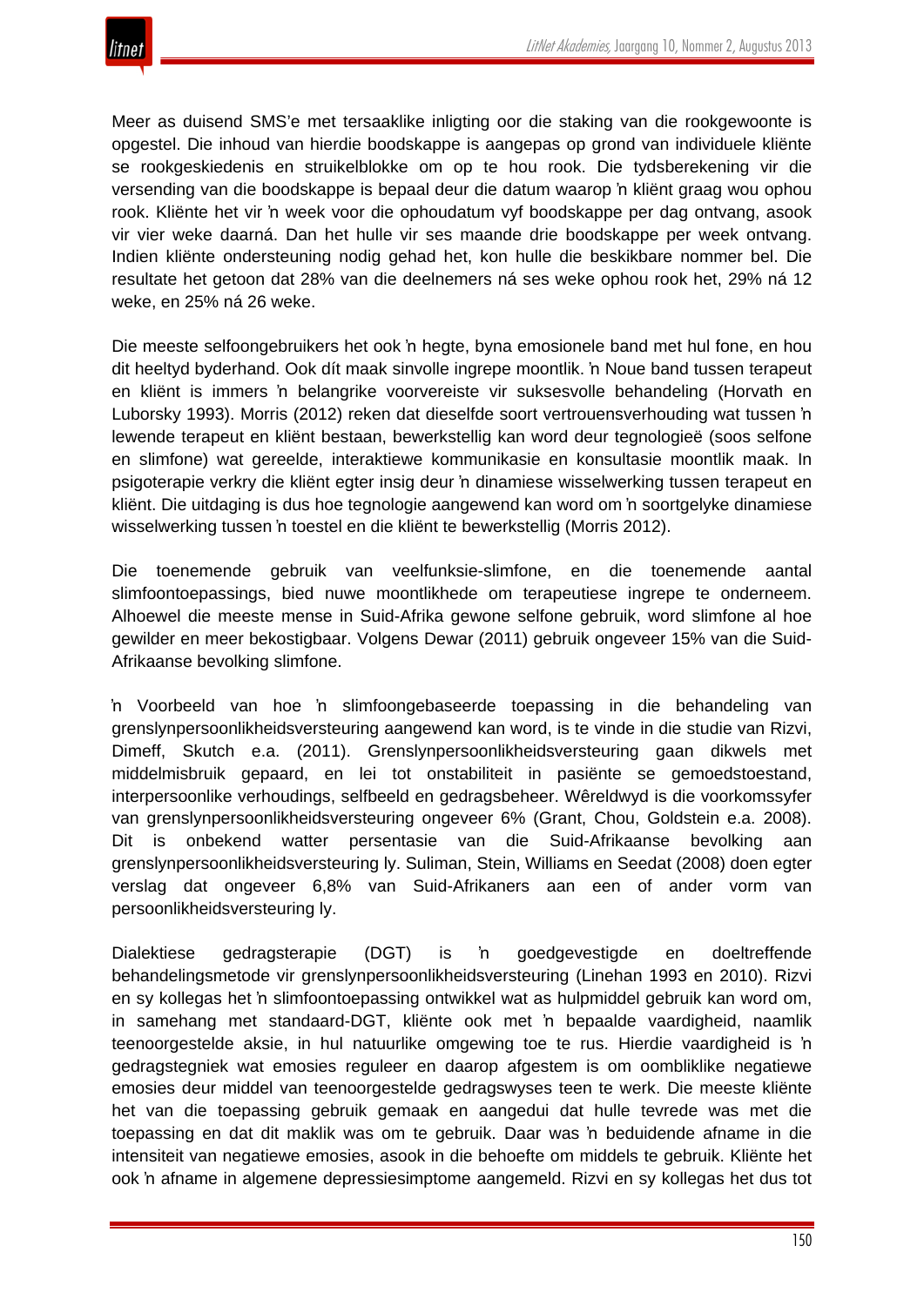Meer as duisend SMS'e met tersaaklike inligting oor die staking van die rookgewoonte is opgestel. Die inhoud van hierdie boodskappe is aangepas op grond van individuele kliënte se rookgeskiedenis en struikelblokke om op te hou rook. Die tydsberekening vir die versending van die boodskappe is bepaal deur die datum waarop ʼn kliënt graag wou ophou rook. Kliënte het vir ʼn week voor die ophoudatum vyf boodskappe per dag ontvang, asook vir vier weke daarná. Dan het hulle vir ses maande drie boodskappe per week ontvang. Indien kliënte ondersteuning nodig gehad het, kon hulle die beskikbare nommer bel. Die resultate het getoon dat 28% van die deelnemers ná ses weke ophou rook het, 29% ná 12 weke, en 25% ná 26 weke.

Die meeste selfoongebruikers het ook ʼn hegte, byna emosionele band met hul fone, en hou dit heeltyd byderhand. Ook dít maak sinvolle ingrepe moontlik. ʼn Noue band tussen terapeut en kliënt is immers ʼn belangrike voorvereiste vir suksesvolle behandeling (Horvath en Luborsky 1993). Morris (2012) reken dat dieselfde soort vertrouensverhouding wat tussen ʼn lewende terapeut en kliënt bestaan, bewerkstellig kan word deur tegnologieë (soos selfone en slimfone) wat gereelde, interaktiewe kommunikasie en konsultasie moontlik maak. In psigoterapie verkry die kliënt egter insig deur ʼn dinamiese wisselwerking tussen terapeut en kliënt. Die uitdaging is dus hoe tegnologie aangewend kan word om ʼn soortgelyke dinamiese wisselwerking tussen ʼn toestel en die kliënt te bewerkstellig (Morris 2012).

Die toenemende gebruik van veelfunksie-slimfone, en die toenemende aantal slimfoontoepassings, bied nuwe moontlikhede om terapeutiese ingrepe te onderneem. Alhoewel die meeste mense in Suid-Afrika gewone selfone gebruik, word slimfone al hoe gewilder en meer bekostigbaar. Volgens Dewar (2011) gebruik ongeveer 15% van die Suid-Afrikaanse bevolking slimfone.

ʼn Voorbeeld van hoe ʼn slimfoongebaseerde toepassing in die behandeling van grenslynpersoonlikheidsversteuring aangewend kan word, is te vinde in die studie van Rizvi, Dimeff, Skutch e.a. (2011). Grenslynpersoonlikheidsversteuring gaan dikwels met middelmisbruik gepaard, en lei tot onstabiliteit in pasiënte se gemoedstoestand, interpersoonlike verhoudings, selfbeeld en gedragsbeheer. Wêreldwyd is die voorkomssyfer van grenslynpersoonlikheidsversteuring ongeveer 6% (Grant, Chou, Goldstein e.a. 2008). Dit is onbekend watter persentasie van die Suid-Afrikaanse bevolking aan grenslynpersoonlikheidsversteuring ly. Suliman, Stein, Williams en Seedat (2008) doen egter verslag dat ongeveer 6,8% van Suid-Afrikaners aan een of ander vorm van persoonlikheidsversteuring ly.

Dialektiese gedragsterapie (DGT) is ʼn goedgevestigde en doeltreffende behandelingsmetode vir grenslynpersoonlikheidsversteuring (Linehan 1993 en 2010). Rizvi en sy kollegas het ʼn slimfoontoepassing ontwikkel wat as hulpmiddel gebruik kan word om, in samehang met standaard-DGT, kliënte ook met ʼn bepaalde vaardigheid, naamlik teenoorgestelde aksie, in hul natuurlike omgewing toe te rus. Hierdie vaardigheid is ʼn gedragstegniek wat emosies reguleer en daarop afgestem is om oombliklike negatiewe emosies deur middel van teenoorgestelde gedragswyses teen te werk. Die meeste kliënte het van die toepassing gebruik gemaak en aangedui dat hulle tevrede was met die toepassing en dat dit maklik was om te gebruik. Daar was ʼn beduidende afname in die intensiteit van negatiewe emosies, asook in die behoefte om middels te gebruik. Kliënte het ook ʼn afname in algemene depressiesimptome aangemeld. Rizvi en sy kollegas het dus tot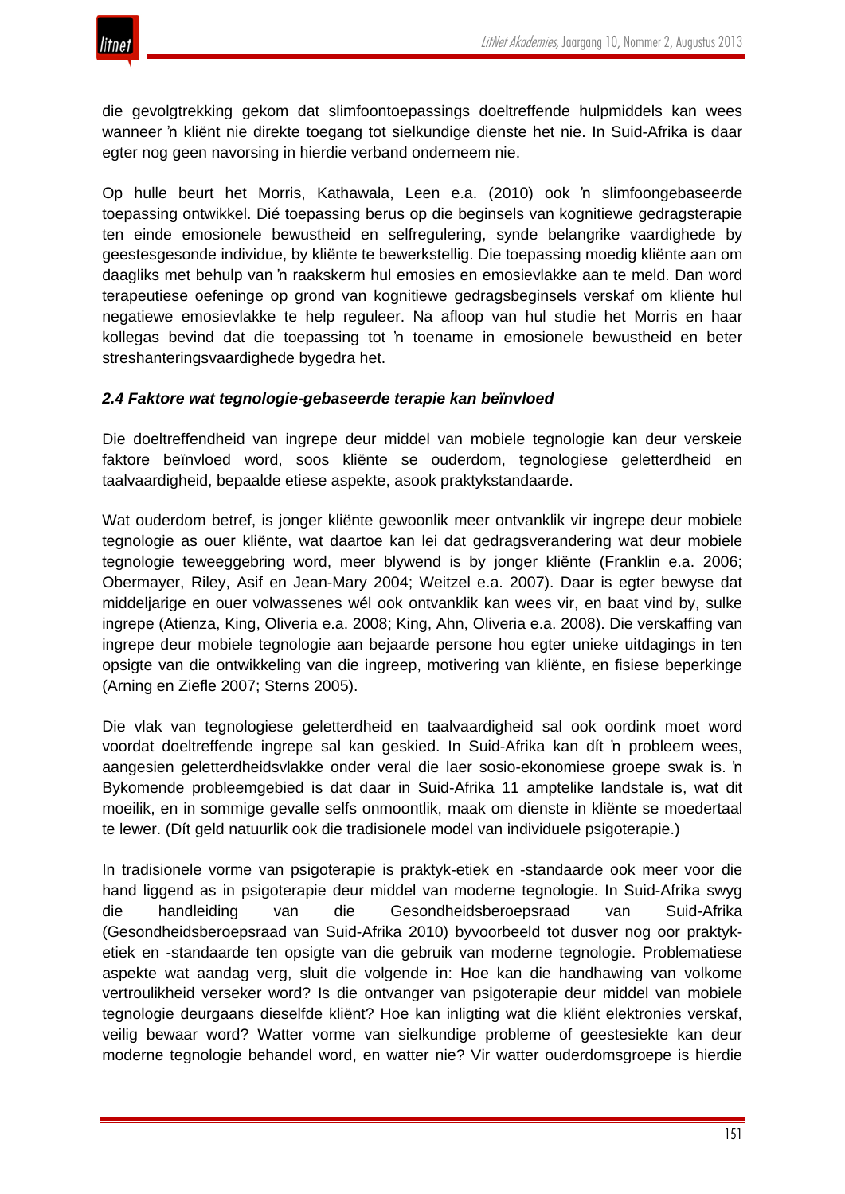die gevolgtrekking gekom dat slimfoontoepassings doeltreffende hulpmiddels kan wees wanneer ŉ kliënt nie direkte toegang tot sielkundige dienste het nie. In Suid-Afrika is daar egter nog geen navorsing in hierdie verband onderneem nie.

Op hulle beurt het Morris, Kathawala, Leen e.a. (2010) ook ŉ slimfoongebaseerde toepassing ontwikkel. Dié toepassing berus op die beginsels van kognitiewe gedragsterapie ten einde emosionele bewustheid en selfregulering, synde belangrike vaardighede by geestesgesonde individue, by kliënte te bewerkstellig. Die toepassing moedig kliënte aan om daagliks met behulp van ŉ raakskerm hul emosies en emosievlakke aan te meld. Dan word terapeutiese oefeninge op grond van kognitiewe gedragsbeginsels verskaf om kliënte hul negatiewe emosievlakke te help reguleer. Na afloop van hul studie het Morris en haar kollegas bevind dat die toepassing tot ŉ toename in emosionele bewustheid en beter streshanteringsvaardighede bygedra het.

### *2.4 Faktore wat tegnologie-gebaseerde terapie kan beïnvloed*

Die doeltreffendheid van ingrepe deur middel van mobiele tegnologie kan deur verskeie faktore beïnvloed word, soos kliënte se ouderdom, tegnologiese geletterdheid en taalvaardigheid, bepaalde etiese aspekte, asook praktykstandaarde.

Wat ouderdom betref, is jonger kliënte gewoonlik meer ontvanklik vir ingrepe deur mobiele tegnologie as ouer kliënte, wat daartoe kan lei dat gedragsverandering wat deur mobiele tegnologie teweeggebring word, meer blywend is by jonger kliënte (Franklin e.a. 2006; Obermayer, Riley, Asif en Jean-Mary 2004; Weitzel e.a. 2007). Daar is egter bewyse dat middeljarige en ouer volwassenes wél ook ontvanklik kan wees vir, en baat vind by, sulke ingrepe (Atienza, King, Oliveria e.a. 2008; King, Ahn, Oliveria e.a. 2008). Die verskaffing van ingrepe deur mobiele tegnologie aan bejaarde persone hou egter unieke uitdagings in ten opsigte van die ontwikkeling van die ingreep, motivering van kliënte, en fisiese beperkinge (Arning en Ziefle 2007; Sterns 2005).

Die vlak van tegnologiese geletterdheid en taalvaardigheid sal ook oordink moet word voordat doeltreffende ingrepe sal kan geskied. In Suid-Afrika kan dít ŉ probleem wees, aangesien geletterdheidsvlakke onder veral die laer sosio-ekonomiese groepe swak is. ŉ Bykomende probleemgebied is dat daar in Suid-Afrika 11 amptelike landstale is, wat dit moeilik, en in sommige gevalle selfs onmoontlik, maak om dienste in kliënte se moedertaal te lewer. (Dít geld natuurlik ook die tradisionele model van individuele psigoterapie.)

In tradisionele vorme van psigoterapie is praktyk-etiek en -standaarde ook meer voor die hand liggend as in psigoterapie deur middel van moderne tegnologie. In Suid-Afrika swyg die handleiding van die Gesondheidsberoepsraad van Suid-Afrika (Gesondheidsberoepsraad van Suid-Afrika 2010) byvoorbeeld tot dusver nog oor praktyk-etiek en -standaarde ten opsigte van die gebruik van moderne tegnologie. Problematiese aspekte wat aandag verg, sluit die volgende in: Hoe kan die handhawing van volkome vertroulikheid verseker word? Is die ontvanger van psigoterapie deur middel van mobiele tegnologie deurgaans dieselfde kliënt? Hoe kan inligting wat die kliënt elektronies verskaf, veilig bewaar word? Watter vorme van sielkundige probleme of geestesiekte kan deur moderne tegnologie behandel word, en watter nie? Vir watter ouderdomsgroepe is hierdie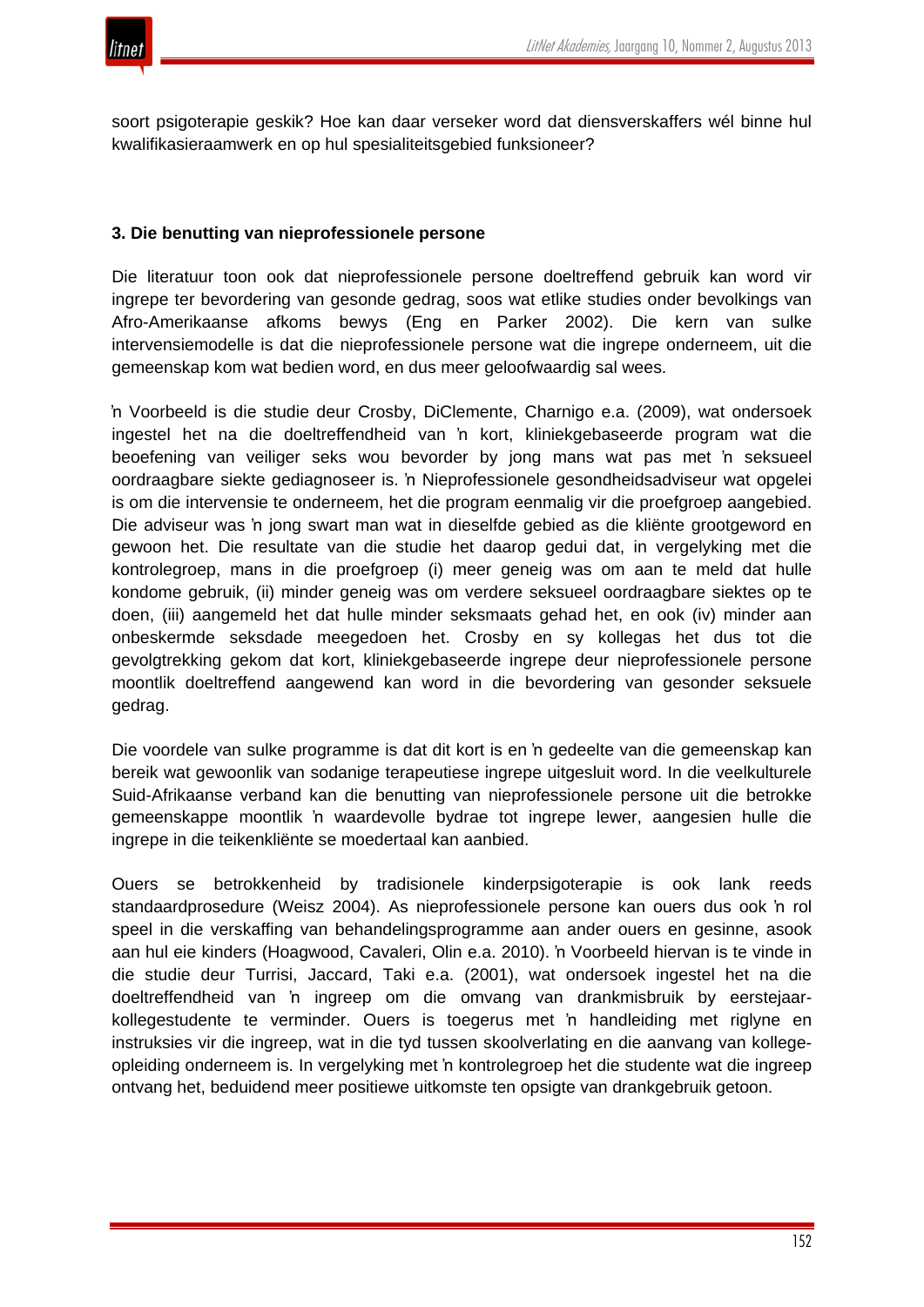soort psigoterapie geskik? Hoe kan daar verseker word dat diensverskaffers wél binne hul kwalifikasieraamwerk en op hul spesialiteitsgebied funksioneer?

### 3. Die benutting van nieprofessionele persone

Die literatuur toon ook dat nieprofessionele persone doeltreffend gebruik kan word vir ingrepe ter bevordering van gesonde gedrag, soos wat etlike studies onder bevolkings van Afro-Amerikaanse afkoms bewys (Eng en Parker 2002). Die kern van sulke intervensiemodelle is dat die nieprofessionele persone wat die ingrepe onderneem, uit die gemeenskap kom wat bedien word, en dus meer geloofwaardig sal wees.

'n Voorbeeld is die studie deur Crosby, DiClemente, Charnigo e.a. (2009), wat ondersoek ingestel het na die doeltreffendheid van 'n kort, kliniekgebaseerde program wat die beoefening van veiliger seks wou bevorder by jong mans wat pas met 'n seksueel oordraagbare siekte gediagnoseer is. 'n Nieprofessionele gesondheidsadviseur wat opgelei is om die intervensie te onderneem, het die program eenmalig vir die proefgroep aangebied. Die adviseur was 'n jong swart man wat in dieselfde gebied as die kliënte grootgeword en gewoon het. Die resultate van die studie het daarop gedui dat, in vergelyking met die kontrolegroep, mans in die proefgroep (i) meer geneig was om aan te meld dat hulle kondome gebruik, (ii) minder geneig was om verdere seksueel oordraagbare siektes op te doen, (iii) aangemeld het dat hulle minder seksmaats gehad het, en ook (iv) minder aan onbeskermde seksdade meegedoen het. Crosby en sy kollegas het dus tot die gevolgtrekking gekom dat kort, kliniekgebaseerde ingrepe deur nieprofessionele persone moontlik doeltreffend aangewend kan word in die bevordering van gesonder seksuele gedrag.

Die voordele van sulke programme is dat dit kort is en 'n gedeelte van die gemeenskap kan bereik wat gewoonlik van sodanige terapeutiese ingrepe uitgesluit word. In die veelkulturele Suid-Afrikaanse verband kan die benutting van nieprofessionele persone uit die betrokke gemeenskappe moontlik 'n waardevolle bydrae tot ingrepe lewer, aangesien hulle die ingrepe in die teikenkliënte se moedertaal kan aanbied.

Ouers se betrokkenheid by tradisionele kinderpsigoterapie is ook lank reeds standaardprosedure (Weisz 2004). As nieprofessionele persone kan ouers dus ook 'n rol speel in die verskaffing van behandelingsprogramme aan ander ouers en gesinne, asook aan hul eie kinders (Hoagwood, Cavaleri, Olin e.a. 2010). 'n Voorbeeld hiervan is te vinde in die studie deur Turrisi, Jaccard, Taki e.a. (2001), wat ondersoek ingestel het na die doeltreffendheid van 'n ingreep om die omvang van drankmisbruik by eerstejaar-kollegestudente te verminder. Ouers is toegerus met 'n handleiding met riglyne en instruksies vir die ingreep, wat in die tyd tussen skoolverlating en die aanvang van kollege-opleiding onderneem is. In vergelyking met 'n kontrolegroep het die studente wat die ingreep ontvang het, beduidend meer positiewe uitkomste ten opsigte van drankgebruik getoon.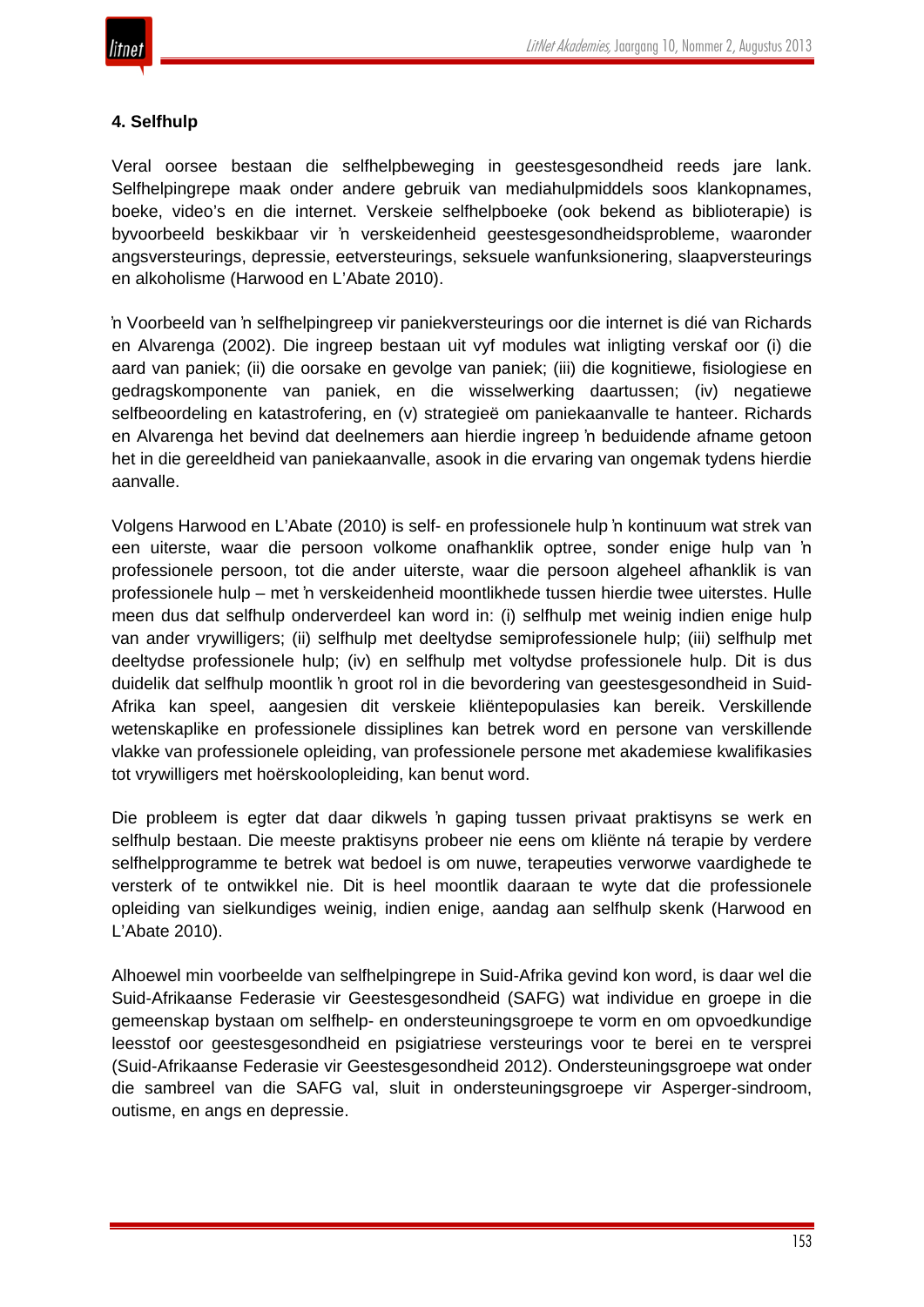### 4. Selfhulp

Veral oorsee bestaan die selfhelpbeweging in geestesgesondheid reeds jare lank. Selfhelpingrepe maak onder andere gebruik van mediahulpmiddels soos klankopnames, boeke, video's en die internet. Verskeie selfhelpboeke (ook bekend as biblioterapie) is byvoorbeeld beskikbaar vir ŉ verskeidenheid geestesgesondheidsprobleme, waaronder angsversteurings, depressie, eetversteurings, seksuele wanfunksionering, slaapversteurings en alkoholisme (Harwood en L'Abate 2010).

ŉ Voorbeeld van ŉ selfhelpingreep vir paniekversteurings oor die internet is dié van Richards en Alvarenga (2002). Die ingreep bestaan uit vyf modules wat inligting verskaf oor (i) die aard van paniek; (ii) die oorsake en gevolge van paniek; (iii) die kognitiewe, fisiologiese en gedragskomponente van paniek, en die wisselwerking daartussen; (iv) negatiewe selfbeoordeling en katastrofering, en (v) strategieë om paniekaanvalle te hanteer. Richards en Alvarenga het bevind dat deelnemers aan hierdie ingreep ŉ beduidende afname getoon het in die gereeldheid van paniekaanvalle, asook in die ervaring van ongemak tydens hierdie aanvalle.

Volgens Harwood en L'Abate (2010) is self- en professionele hulp ŉ kontinuum wat strek van een uiterste, waar die persoon volkome onafhanklik optree, sonder enige hulp van ŉ professionele persoon, tot die ander uiterste, waar die persoon algeheel afhanklik is van professionele hulp – met ŉ verskeidenheid moontlikhede tussen hierdie twee uiterstes. Hulle meen dus dat selfhulp onderverdeel kan word in: (i) selfhulp met weinig indien enige hulp van ander vrywilligers; (ii) selfhulp met deeltydse semiprofessionele hulp; (iii) selfhulp met deeltydse professionele hulp; (iv) en selfhulp met voltydse professionele hulp. Dit is dus duidelik dat selfhulp moontlik ŉ groot rol in die bevordering van geestesgesondheid in Suid-Afrika kan speel, aangesien dit verskeie kliëntepopulasies kan bereik. Verskillende wetenskaplike en professionele dissiplines kan betrek word en persone van verskillende vlakke van professionele opleiding, van professionele persone met akademiese kwalifikasies tot vrywilligers met hoërskoolopleiding, kan benut word.

Die probleem is egter dat daar dikwels ŉ gaping tussen privaat praktisyns se werk en selfhulp bestaan. Die meeste praktisyns probeer nie eens om kliënte ná terapie by verdere selfhelpprogramme te betrek wat bedoel is om nuwe, terapeuties verworwe vaardighede te versterk of te ontwikkel nie. Dit is heel moontlik daaraan te wyte dat die professionele opleiding van sielkundiges weinig, indien enige, aandag aan selfhulp skenk (Harwood en L'Abate 2010).

Alhoewel min voorbeelde van selfhelpingrepe in Suid-Afrika gevind kon word, is daar wel die Suid-Afrikaanse Federasie vir Geestesgesondheid (SAFG) wat individue en groepe in die gemeenskap bystaan om selfhelp- en ondersteuningsgroepe te vorm en om opvoedkundige leesstof oor geestesgesondheid en psigiatriese versteurings voor te berei en te versprei (Suid-Afrikaanse Federasie vir Geestesgesondheid 2012). Ondersteuningsgroepe wat onder die sambreel van die SAFG val, sluit in ondersteuningsgroepe vir Asperger-sindroom, outisme, en angs en depressie.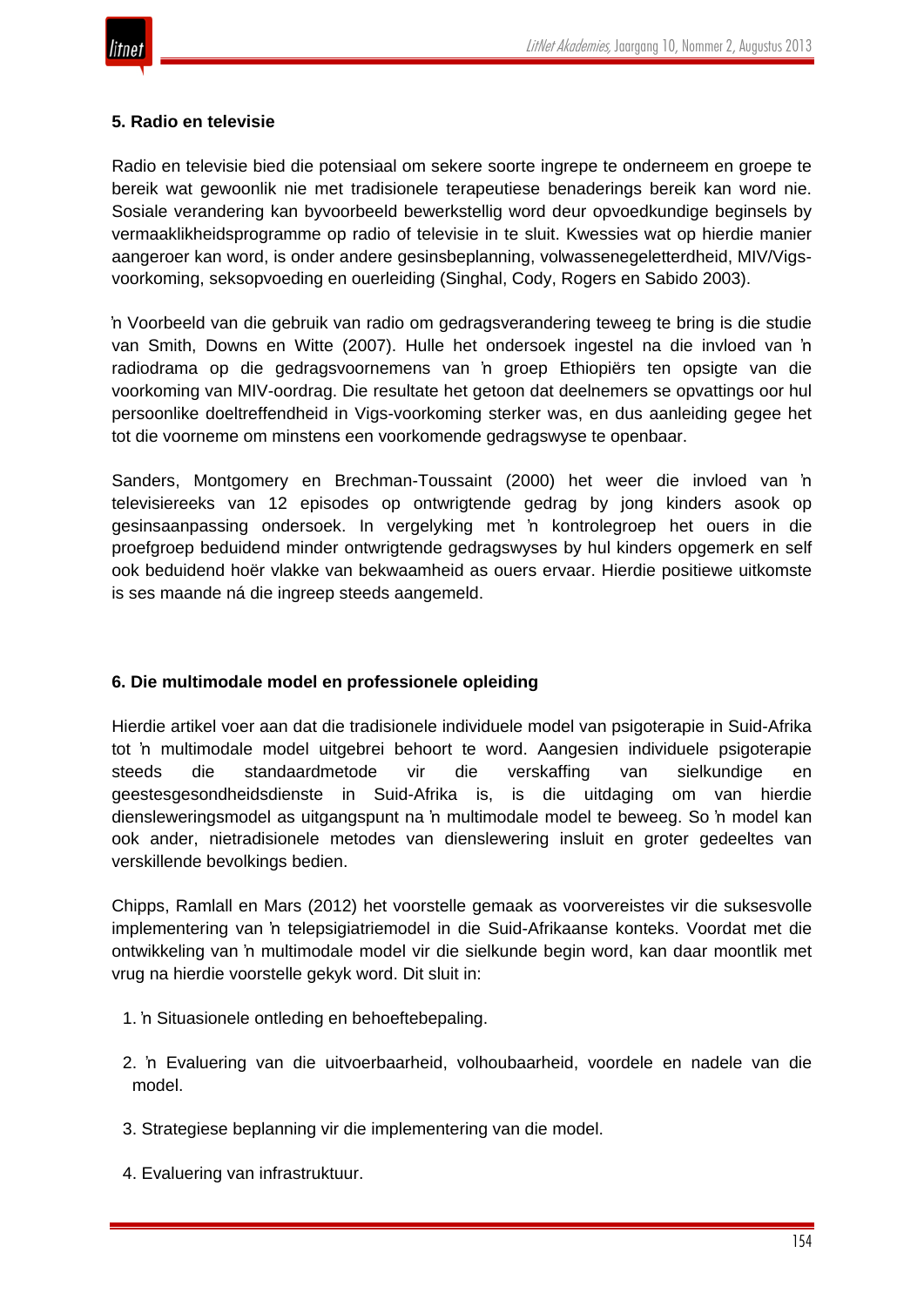### 5. Radio en televisie

Radio en televisie bied die potensiaal om sekere soorte ingrepe te onderneem en groepe te bereik wat gewoonlik nie met tradisionele terapeutiese benaderings bereik kan word nie. Sosiale verandering kan byvoorbeeld bewerkstellig word deur opvoedkundige beginsels by vermaaklikheidsprogramme op radio of televisie in te sluit. Kwessies wat op hierdie manier aangeroer kan word, is onder andere gesinsbeplanning, volwassenegeletterdheid, MIV/Vigs-voorkoming, seksopvoeding en ouerleiding (Singhal, Cody, Rogers en Sabido 2003).

ŉ Voorbeeld van die gebruik van radio om gedragsverandering teweeg te bring is die studie van Smith, Downs en Witte (2007). Hulle het ondersoek ingestel na die invloed van ŉ radiodrama op die gedragsvoornemens van ŉ groep Ethiopiërs ten opsigte van die voorkoming van MIV-oordrag. Die resultate het getoon dat deelnemers se opvattings oor hul persoonlike doeltreffendheid in Vigs-voorkoming sterker was, en dus aanleiding gegee het tot die voorneme om minstens een voorkomende gedragswyse te openbaar.

Sanders, Montgomery en Brechman-Toussaint (2000) het weer die invloed van ŉ televisiereeks van 12 episodes op ontwrigtende gedrag by jong kinders asook op gesinsaanpassing ondersoek. In vergelyking met ŉ kontrolegroep het ouers in die proefgroep beduidend minder ontwrigtende gedragswyses by hul kinders opgemerk en self ook beduidend hoër vlakke van bekwaamheid as ouers ervaar. Hierdie positiewe uitkomste is ses maande ná die ingreep steeds aangemeld.

### 6. Die multimodale model en professionele opleiding

Hierdie artikel voer aan dat die tradisionele individuele model van psigoterapie in Suid-Afrika tot ŉ multimodale model uitgebrei behoort te word. Aangesien individuele psigoterapie steeds die standaardmetode vir die verskaffing van sielkundige en geestesgesondheidsdienste in Suid-Afrika is, is die uitdaging om van hierdie diensleweringsmodel as uitgangspunt na ŉ multimodale model te beweeg. So ŉ model kan ook ander, nietradisionele metodes van dienslewering insluit en groter gedeeltes van verskillende bevolkings bedien.

Chipps, Ramlall en Mars (2012) het voorstelle gemaak as voorvereistes vir die suksesvolle implementering van ŉ telepsigiatriemodel in die Suid-Afrikaanse konteks. Voordat met die ontwikkeling van ŉ multimodale model vir die sielkunde begin word, kan daar moontlik met vrug na hierdie voorstelle gekyk word. Dit sluit in:

1. ŉ Situasionele ontleding en behoeftebepaling.
2. ŉ Evaluering van die uitvoerbaarheid, volhoubaarheid, voordele en nadele van die model.
3. Strategiese beplanning vir die implementering van die model.
4. Evaluering van infrastruktuur.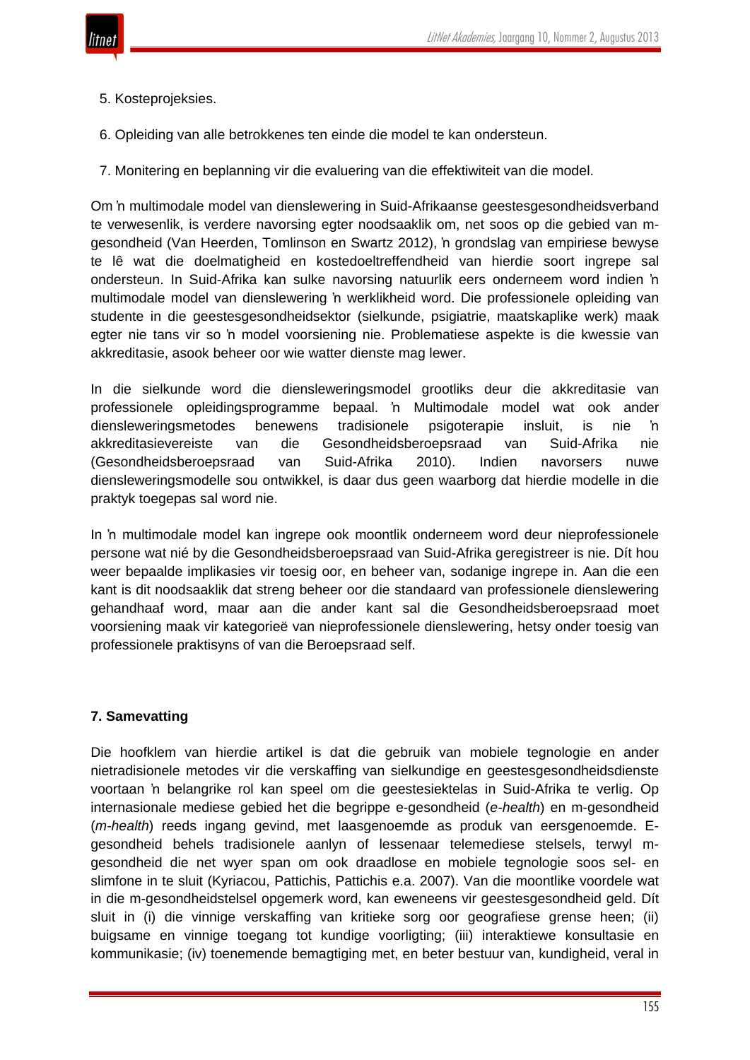5. Kosteprojeksies.

6. Opleiding van alle betrokkenes ten einde die model te kan ondersteun.

7. Monitering en beplanning vir die evaluering van die effektiwiteit van die model.

Om ŉ multimodale model van dienslewering in Suid-Afrikaanse geestesgesondheidsverband te verwesenlik, is verdere navorsing egter noodsaaklik om, net soos op die gebied van m-gesondheid (Van Heerden, Tomlinson en Swartz 2012), ŉ grondslag van empiriese bewyse te lê wat die doelmatigheid en kostedoeltreffendheid van hierdie soort ingrepe sal ondersteun. In Suid-Afrika kan sulke navorsing natuurlik eers onderneem word indien ŉ multimodale model van dienslewering ŉ werklikheid word. Die professionele opleiding van studente in die geestesgesondheidsektor (sielkunde, psigiatrie, maatskaplike werk) maak egter nie tans vir so ŉ model voorsiening nie. Problematiese aspekte is die kwessie van akkreditasie, asook beheer oor wie watter dienste mag lewer.

In die sielkunde word die diensleweringsmodel grootliks deur die akkreditasie van professionele opleidingsprogramme bepaal. ŉ Multimodale model wat ook ander diensleweringsmetodes benewens tradisionele psigoterapie insluit, is nie ŉ akkreditasievereiste van die Gesondheidsberoepsraad van Suid-Afrika nie (Gesondheidsberoepsraad van Suid-Afrika 2010). Indien navorsers nuwe diensleweringsmodelle sou ontwikkel, is daar dus geen waarborg dat hierdie modelle in die praktyk toegepas sal word nie.

In ŉ multimodale model kan ingrepe ook moontlik onderneem word deur nieprofessionele persone wat nié by die Gesondheidsberoepsraad van Suid-Afrika geregistreer is nie. Dít hou weer bepaalde implikasies vir toesig oor, en beheer van, sodanige ingrepe in. Aan die een kant is dit noodsaaklik dat streng beheer oor die standaard van professionele dienslewering gehandhaaf word, maar aan die ander kant sal die Gesondheidsberoepsraad moet voorsiening maak vir kategorieë van nieprofessionele dienslewering, hetsy onder toesig van professionele praktisyns of van die Beroepsraad self.

## 7. Samevatting

Die hoofklem van hierdie artikel is dat die gebruik van mobiele tegnologie en ander nietradisionele metodes vir die verskaffing van sielkundige en geestesgesondheidsdienste voortaan ŉ belangrike rol kan speel om die geestesiektelas in Suid-Afrika te verlig. Op internasionale mediese gebied het die begrippe e-gesondheid (*e-health*) en m-gesondheid (*m-health*) reeds ingang gevind, met laasgenoemde as produk van eersgenoemde. E-gesondheid behels tradisionele aanlyn of lessenaar telemediese stelsels, terwyl m-gesondheid die net wyer span om ook draadlose en mobiele tegnologie soos sel- en slimfone in te sluit (Kyriacou, Pattichis, Pattichis e.a. 2007). Van die moontlike voordele wat in die m-gesondheidstelsel opgemerk word, kan eweneens vir geestesgesondheid geld. Dít sluit in (i) die vinnige verskaffing van kritieke sorg oor geografiese grense heen; (ii) buigsame en vinnige toegang tot kundige voorligting; (iii) interaktiewe konsultasie en kommunikasie; (iv) toenemende bemagtiging met, en beter bestuur van, kundigheid, veral in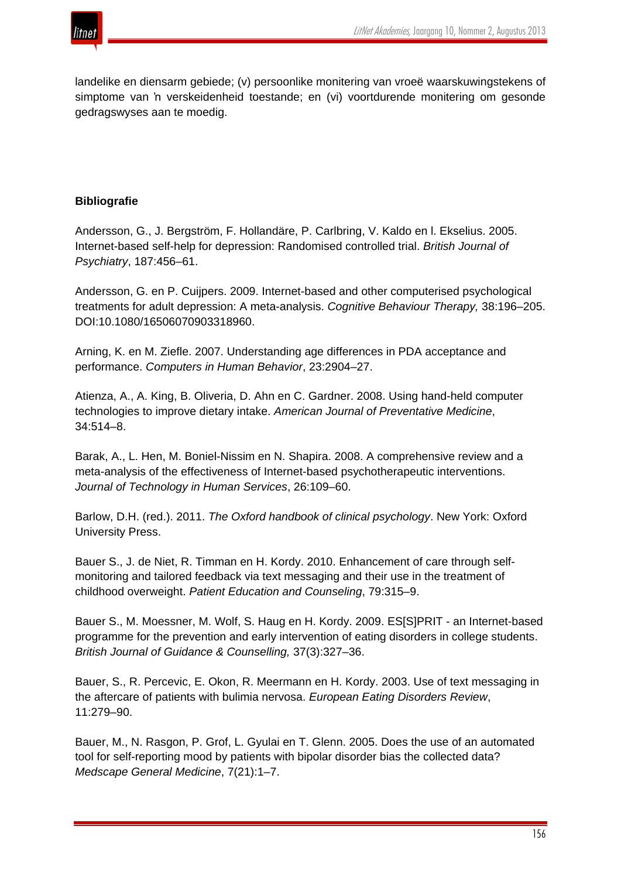landelike en diensarm gebiede; (v) persoonlike monitering van vroeë waarskuwingstekens of simptome van ŉ verskeidenheid toestande; en (vi) voortdurende monitering om gesonde gedragswyses aan te moedig.

**Bibliografie**

Andersson, G., J. Bergström, F. Hollandäre, P. Carlbring, V. Kaldo en l. Ekselius. 2005. Internet-based self-help for depression: Randomised controlled trial. *British Journal of Psychiatry*, 187:456–61.

Andersson, G. en P. Cuijpers. 2009. Internet-based and other computerised psychological treatments for adult depression: A meta-analysis. *Cognitive Behaviour Therapy,* 38:196–205. DOI:10.1080/16506070903318960.

Arning, K. en M. Ziefle. 2007. Understanding age differences in PDA acceptance and performance. *Computers in Human Behavior*, 23:2904–27.

Atienza, A., A. King, B. Oliveria, D. Ahn en C. Gardner. 2008. Using hand-held computer technologies to improve dietary intake. *American Journal of Preventative Medicine*, 34:514–8.

Barak, A., L. Hen, M. Boniel-Nissim en N. Shapira. 2008. A comprehensive review and a meta-analysis of the effectiveness of Internet-based psychotherapeutic interventions. *Journal of Technology in Human Services*, 26:109–60.

Barlow, D.H. (red.). 2011. *The Oxford handbook of clinical psychology*. New York: Oxford University Press.

Bauer S., J. de Niet, R. Timman en H. Kordy. 2010. Enhancement of care through self-monitoring and tailored feedback via text messaging and their use in the treatment of childhood overweight. *Patient Education and Counseling*, 79:315–9.

Bauer S., M. Moessner, M. Wolf, S. Haug en H. Kordy. 2009. ES[S]PRIT - an Internet-based programme for the prevention and early intervention of eating disorders in college students. *British Journal of Guidance & Counselling,* 37(3):327–36.

Bauer, S., R. Percevic, E. Okon, R. Meermann en H. Kordy. 2003. Use of text messaging in the aftercare of patients with bulimia nervosa. *European Eating Disorders Review*, 11:279–90.

Bauer, M., N. Rasgon, P. Grof, L. Gyulai en T. Glenn. 2005. Does the use of an automated tool for self-reporting mood by patients with bipolar disorder bias the collected data? *Medscape General Medicine*, 7(21):1–7.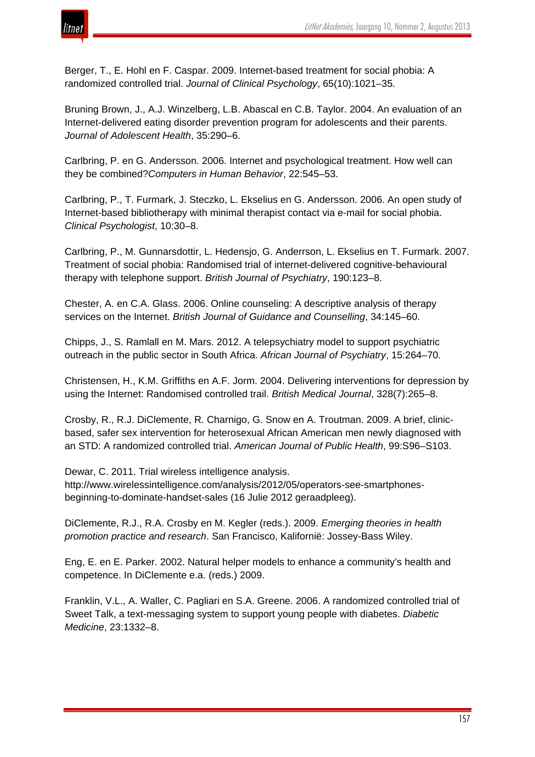Berger, T., E. Hohl en F. Caspar. 2009. Internet-based treatment for social phobia: A randomized controlled trial. *Journal of Clinical Psychology*, 65(10):1021–35.

Bruning Brown, J., A.J. Winzelberg, L.B. Abascal en C.B. Taylor. 2004. An evaluation of an Internet-delivered eating disorder prevention program for adolescents and their parents. *Journal of Adolescent Health*, 35:290–6.

Carlbring, P. en G. Andersson. 2006. Internet and psychological treatment. How well can they be combined?*Computers in Human Behavior*, 22:545–53.

Carlbring, P., T. Furmark, J. Steczko, L. Ekselius en G. Andersson. 2006. An open study of Internet-based bibliotherapy with minimal therapist contact via e-mail for social phobia. *Clinical Psychologist*, 10:30–8.

Carlbring, P., M. Gunnarsdottir, L. Hedensjo, G. Anderrson, L. Ekselius en T. Furmark. 2007. Treatment of social phobia: Randomised trial of internet-delivered cognitive-behavioural therapy with telephone support. *British Journal of Psychiatry*, 190:123–8.

Chester, A. en C.A. Glass. 2006. Online counseling: A descriptive analysis of therapy services on the Internet. *British Journal of Guidance and Counselling*, 34:145–60.

Chipps, J., S. Ramlall en M. Mars. 2012. A telepsychiatry model to support psychiatric outreach in the public sector in South Africa. *African Journal of Psychiatry*, 15:264–70.

Christensen, H., K.M. Griffiths en A.F. Jorm. 2004. Delivering interventions for depression by using the Internet: Randomised controlled trail. *British Medical Journal*, 328(7):265–8.

Crosby, R., R.J. DiClemente, R. Charnigo, G. Snow en A. Troutman. 2009. A brief, clinic-based, safer sex intervention for heterosexual African American men newly diagnosed with an STD: A randomized controlled trial. *American Journal of Public Health*, 99:S96–S103.

Dewar, C. 2011. Trial wireless intelligence analysis. http://www.wirelessintelligence.com/analysis/2012/05/operators-see-smartphones-beginning-to-dominate-handset-sales (16 Julie 2012 geraadpleeg).

DiClemente, R.J., R.A. Crosby en M. Kegler (reds.). 2009. *Emerging theories in health promotion practice and research*. San Francisco, Kalifornië: Jossey-Bass Wiley.

Eng, E. en E. Parker. 2002. Natural helper models to enhance a community's health and competence. In DiClemente e.a. (reds.) 2009.

Franklin, V.L., A. Waller, C. Pagliari en S.A. Greene. 2006. A randomized controlled trial of Sweet Talk, a text-messaging system to support young people with diabetes. *Diabetic Medicine*, 23:1332–8.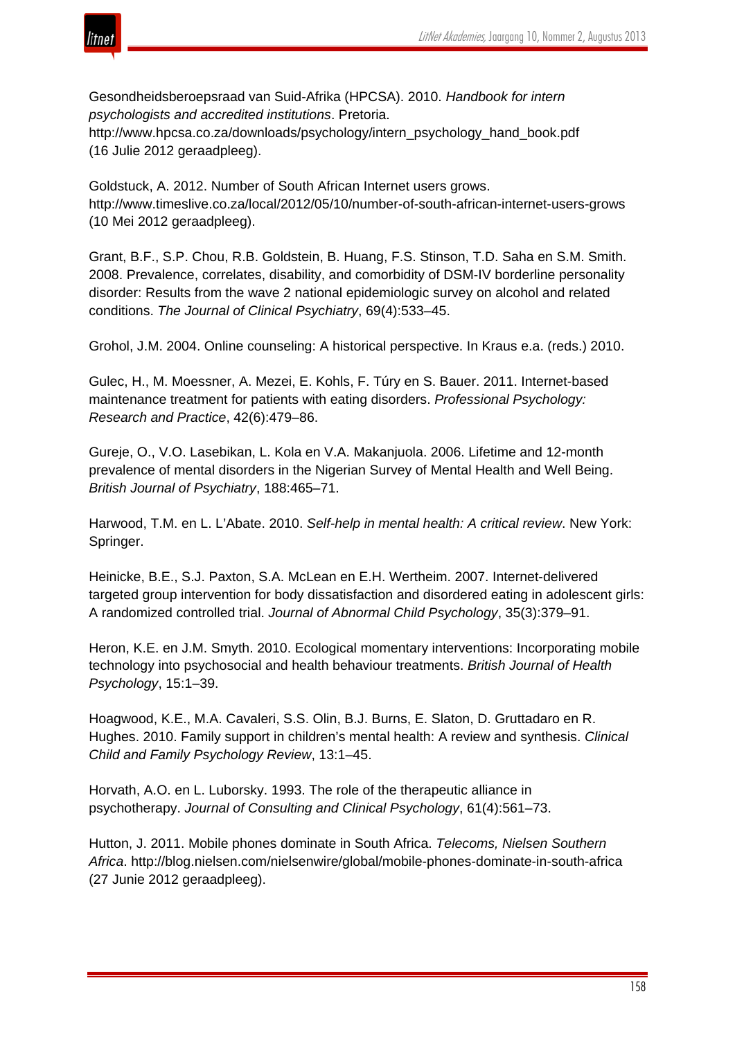Gesondheidsberoepsraad van Suid-Afrika (HPCSA). 2010. *Handbook for intern psychologists and accredited institutions*. Pretoria. http://www.hpcsa.co.za/downloads/psychology/intern_psychology_hand_book.pdf (16 Julie 2012 geraadpleeg).

Goldstuck, A. 2012. Number of South African Internet users grows. http://www.timeslive.co.za/local/2012/05/10/number-of-south-african-internet-users-grows (10 Mei 2012 geraadpleeg).

Grant, B.F., S.P. Chou, R.B. Goldstein, B. Huang, F.S. Stinson, T.D. Saha en S.M. Smith. 2008. Prevalence, correlates, disability, and comorbidity of DSM-IV borderline personality disorder: Results from the wave 2 national epidemiologic survey on alcohol and related conditions. *The Journal of Clinical Psychiatry*, 69(4):533–45.

Grohol, J.M. 2004. Online counseling: A historical perspective. In Kraus e.a. (reds.) 2010.

Gulec, H., M. Moessner, A. Mezei, E. Kohls, F. Túry en S. Bauer. 2011. Internet-based maintenance treatment for patients with eating disorders. *Professional Psychology: Research and Practice*, 42(6):479–86.

Gureje, O., V.O. Lasebikan, L. Kola en V.A. Makanjuola. 2006. Lifetime and 12-month prevalence of mental disorders in the Nigerian Survey of Mental Health and Well Being. *British Journal of Psychiatry*, 188:465–71.

Harwood, T.M. en L. L'Abate. 2010. *Self-help in mental health: A critical review*. New York: Springer.

Heinicke, B.E., S.J. Paxton, S.A. McLean en E.H. Wertheim. 2007. Internet-delivered targeted group intervention for body dissatisfaction and disordered eating in adolescent girls: A randomized controlled trial. *Journal of Abnormal Child Psychology*, 35(3):379–91.

Heron, K.E. en J.M. Smyth. 2010. Ecological momentary interventions: Incorporating mobile technology into psychosocial and health behaviour treatments. *British Journal of Health Psychology*, 15:1–39.

Hoagwood, K.E., M.A. Cavaleri, S.S. Olin, B.J. Burns, E. Slaton, D. Gruttadaro en R. Hughes. 2010. Family support in children's mental health: A review and synthesis. *Clinical Child and Family Psychology Review*, 13:1–45.

Horvath, A.O. en L. Luborsky. 1993. The role of the therapeutic alliance in psychotherapy. *Journal of Consulting and Clinical Psychology*, 61(4):561–73.

Hutton, J. 2011. Mobile phones dominate in South Africa. *Telecoms, Nielsen Southern Africa*. http://blog.nielsen.com/nielsenwire/global/mobile-phones-dominate-in-south-africa (27 Junie 2012 geraadpleeg).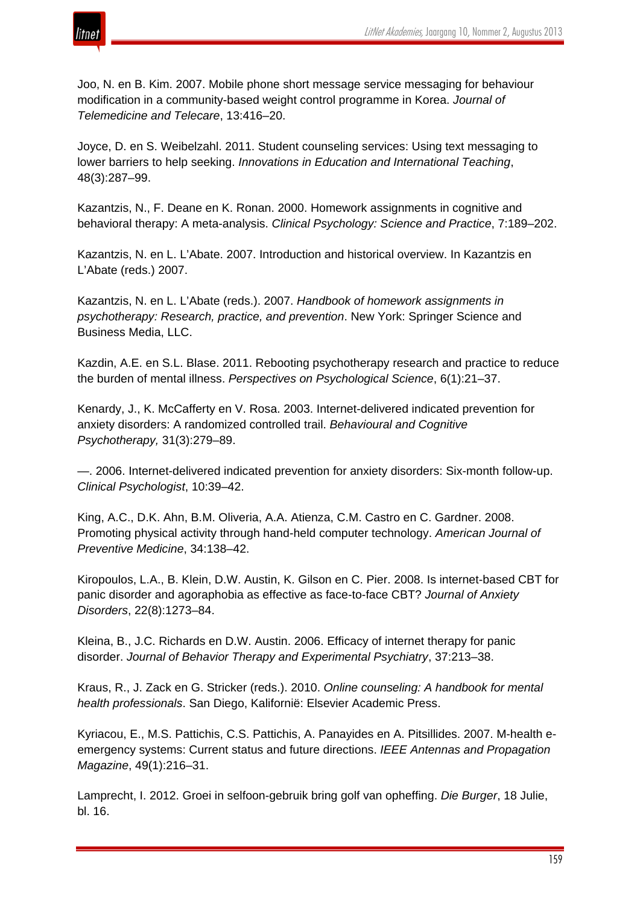Joo, N. en B. Kim. 2007. Mobile phone short message service messaging for behaviour modification in a community-based weight control programme in Korea. *Journal of Telemedicine and Telecare*, 13:416–20.

Joyce, D. en S. Weibelzahl. 2011. Student counseling services: Using text messaging to lower barriers to help seeking. *Innovations in Education and International Teaching*, 48(3):287–99.

Kazantzis, N., F. Deane en K. Ronan. 2000. Homework assignments in cognitive and behavioral therapy: A meta-analysis. *Clinical Psychology: Science and Practice*, 7:189–202.

Kazantzis, N. en L. L'Abate. 2007. Introduction and historical overview. In Kazantzis en L'Abate (reds.) 2007.

Kazantzis, N. en L. L'Abate (reds.). 2007. *Handbook of homework assignments in psychotherapy: Research, practice, and prevention*. New York: Springer Science and Business Media, LLC.

Kazdin, A.E. en S.L. Blase. 2011. Rebooting psychotherapy research and practice to reduce the burden of mental illness. *Perspectives on Psychological Science*, 6(1):21–37.

Kenardy, J., K. McCafferty en V. Rosa. 2003. Internet-delivered indicated prevention for anxiety disorders: A randomized controlled trail. *Behavioural and Cognitive Psychotherapy,* 31(3):279–89.

—. 2006. Internet-delivered indicated prevention for anxiety disorders: Six-month follow-up. *Clinical Psychologist*, 10:39–42.

King, A.C., D.K. Ahn, B.M. Oliveria, A.A. Atienza, C.M. Castro en C. Gardner. 2008. Promoting physical activity through hand-held computer technology. *American Journal of Preventive Medicine*, 34:138–42.

Kiropoulos, L.A., B. Klein, D.W. Austin, K. Gilson en C. Pier. 2008. Is internet-based CBT for panic disorder and agoraphobia as effective as face-to-face CBT? *Journal of Anxiety Disorders*, 22(8):1273–84.

Kleina, B., J.C. Richards en D.W. Austin. 2006. Efficacy of internet therapy for panic disorder. *Journal of Behavior Therapy and Experimental Psychiatry*, 37:213–38.

Kraus, R., J. Zack en G. Stricker (reds.). 2010. *Online counseling: A handbook for mental health professionals*. San Diego, Kalifornië: Elsevier Academic Press.

Kyriacou, E., M.S. Pattichis, C.S. Pattichis, A. Panayides en A. Pitsillides. 2007. M-health e-emergency systems: Current status and future directions. *IEEE Antennas and Propagation Magazine*, 49(1):216–31.

Lamprecht, I. 2012. Groei in selfoon-gebruik bring golf van opheffing. *Die Burger*, 18 Julie, bl. 16.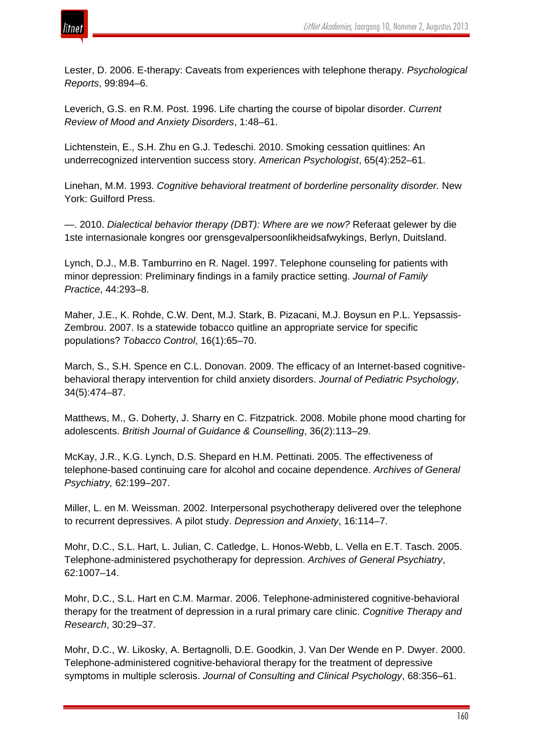Lester, D. 2006. E-therapy: Caveats from experiences with telephone therapy. *Psychological Reports*, 99:894–6.

Leverich, G.S. en R.M. Post. 1996. Life charting the course of bipolar disorder. *Current Review of Mood and Anxiety Disorders*, 1:48–61.

Lichtenstein, E., S.H. Zhu en G.J. Tedeschi. 2010. Smoking cessation quitlines: An underrecognized intervention success story. *American Psychologist*, 65(4):252–61.

Linehan, M.M. 1993. *Cognitive behavioral treatment of borderline personality disorder.* New York: Guilford Press.

—. 2010. *Dialectical behavior therapy (DBT): Where are we now?* Referaat gelewer by die 1ste internasionale kongres oor grensgevalpersoonlikheidsafwykings, Berlyn, Duitsland.

Lynch, D.J., M.B. Tamburrino en R. Nagel. 1997. Telephone counseling for patients with minor depression: Preliminary findings in a family practice setting. *Journal of Family Practice*, 44:293–8.

Maher, J.E., K. Rohde, C.W. Dent, M.J. Stark, B. Pizacani, M.J. Boysun en P.L. Yepsassis-Zembrou. 2007. Is a statewide tobacco quitline an appropriate service for specific populations? *Tobacco Control*, 16(1):65–70.

March, S., S.H. Spence en C.L. Donovan. 2009. The efficacy of an Internet-based cognitive-behavioral therapy intervention for child anxiety disorders. *Journal of Pediatric Psychology*, 34(5):474–87.

Matthews, M., G. Doherty, J. Sharry en C. Fitzpatrick. 2008. Mobile phone mood charting for adolescents. *British Journal of Guidance & Counselling*, 36(2):113–29.

McKay, J.R., K.G. Lynch, D.S. Shepard en H.M. Pettinati. 2005. The effectiveness of telephone-based continuing care for alcohol and cocaine dependence. *Archives of General Psychiatry,* 62:199–207.

Miller, L. en M. Weissman. 2002. Interpersonal psychotherapy delivered over the telephone to recurrent depressives. A pilot study. *Depression and Anxiety*, 16:114–7.

Mohr, D.C., S.L. Hart, L. Julian, C. Catledge, L. Honos-Webb, L. Vella en E.T. Tasch. 2005. Telephone-administered psychotherapy for depression. *Archives of General Psychiatry*, 62:1007–14.

Mohr, D.C., S.L. Hart en C.M. Marmar. 2006. Telephone-administered cognitive-behavioral therapy for the treatment of depression in a rural primary care clinic. *Cognitive Therapy and Research*, 30:29–37.

Mohr, D.C., W. Likosky, A. Bertagnolli, D.E. Goodkin, J. Van Der Wende en P. Dwyer. 2000. Telephone-administered cognitive-behavioral therapy for the treatment of depressive symptoms in multiple sclerosis. *Journal of Consulting and Clinical Psychology*, 68:356–61.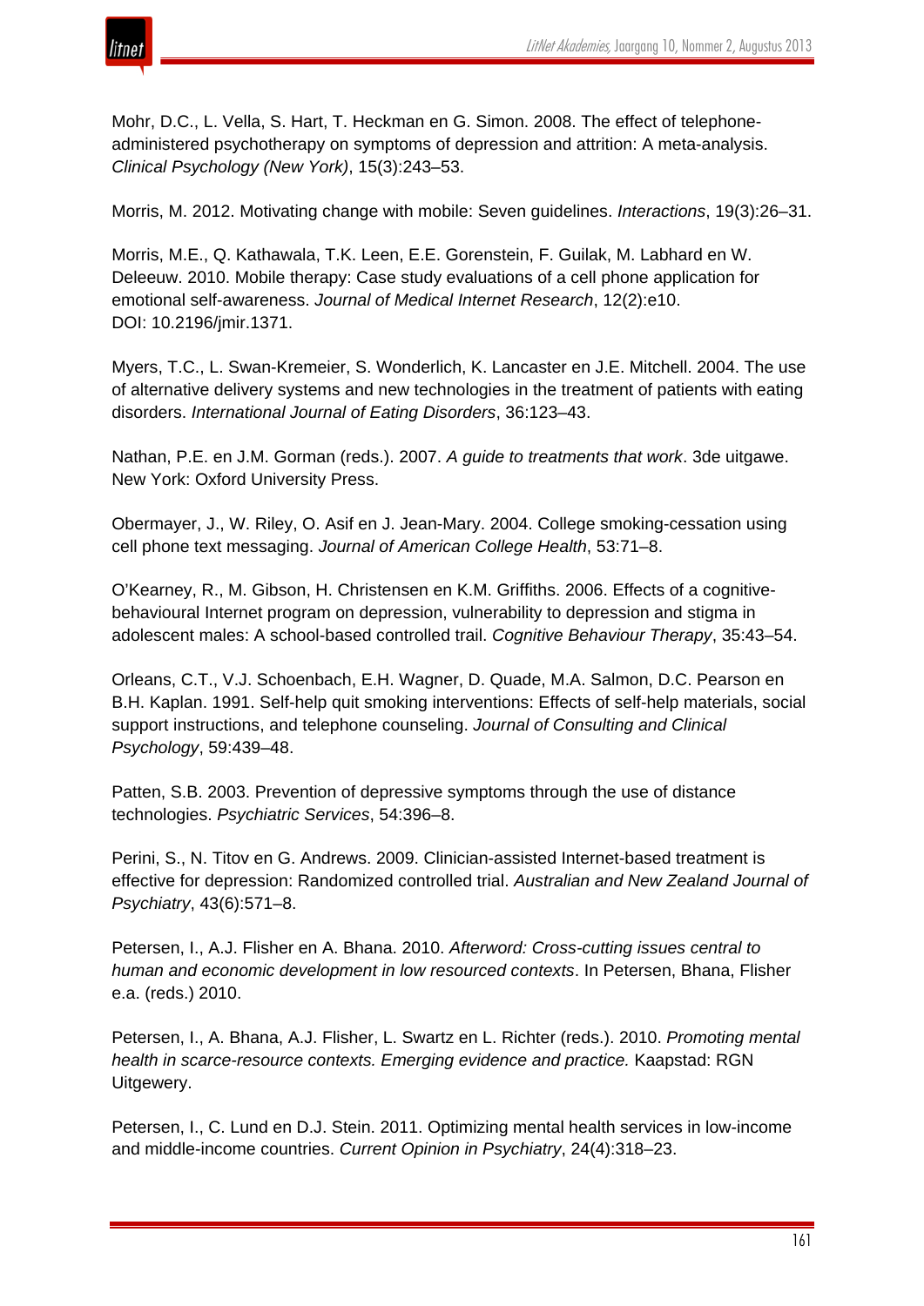Mohr, D.C., L. Vella, S. Hart, T. Heckman en G. Simon. 2008. The effect of telephone-administered psychotherapy on symptoms of depression and attrition: A meta-analysis. *Clinical Psychology (New York)*, 15(3):243–53.

Morris, M. 2012. Motivating change with mobile: Seven guidelines. *Interactions*, 19(3):26–31.

Morris, M.E., Q. Kathawala, T.K. Leen, E.E. Gorenstein, F. Guilak, M. Labhard en W. Deleeuw. 2010. Mobile therapy: Case study evaluations of a cell phone application for emotional self-awareness. *Journal of Medical Internet Research*, 12(2):e10. DOI: 10.2196/jmir.1371.

Myers, T.C., L. Swan-Kremeier, S. Wonderlich, K. Lancaster en J.E. Mitchell. 2004. The use of alternative delivery systems and new technologies in the treatment of patients with eating disorders. *International Journal of Eating Disorders*, 36:123–43.

Nathan, P.E. en J.M. Gorman (reds.). 2007. *A guide to treatments that work*. 3de uitgawe. New York: Oxford University Press.

Obermayer, J., W. Riley, O. Asif en J. Jean-Mary. 2004. College smoking-cessation using cell phone text messaging. *Journal of American College Health*, 53:71–8.

O'Kearney, R., M. Gibson, H. Christensen en K.M. Griffiths. 2006. Effects of a cognitive-behavioural Internet program on depression, vulnerability to depression and stigma in adolescent males: A school-based controlled trail. *Cognitive Behaviour Therapy*, 35:43–54.

Orleans, C.T., V.J. Schoenbach, E.H. Wagner, D. Quade, M.A. Salmon, D.C. Pearson en B.H. Kaplan. 1991. Self-help quit smoking interventions: Effects of self-help materials, social support instructions, and telephone counseling. *Journal of Consulting and Clinical Psychology*, 59:439–48.

Patten, S.B. 2003. Prevention of depressive symptoms through the use of distance technologies. *Psychiatric Services*, 54:396–8.

Perini, S., N. Titov en G. Andrews. 2009. Clinician-assisted Internet-based treatment is effective for depression: Randomized controlled trial. *Australian and New Zealand Journal of Psychiatry*, 43(6):571–8.

Petersen, I., A.J. Flisher en A. Bhana. 2010. *Afterword: Cross-cutting issues central to human and economic development in low resourced contexts*. In Petersen, Bhana, Flisher e.a. (reds.) 2010.

Petersen, I., A. Bhana, A.J. Flisher, L. Swartz en L. Richter (reds.). 2010. *Promoting mental health in scarce-resource contexts. Emerging evidence and practice.* Kaapstad: RGN Uitgewery.

Petersen, I., C. Lund en D.J. Stein. 2011. Optimizing mental health services in low-income and middle-income countries. *Current Opinion in Psychiatry*, 24(4):318–23.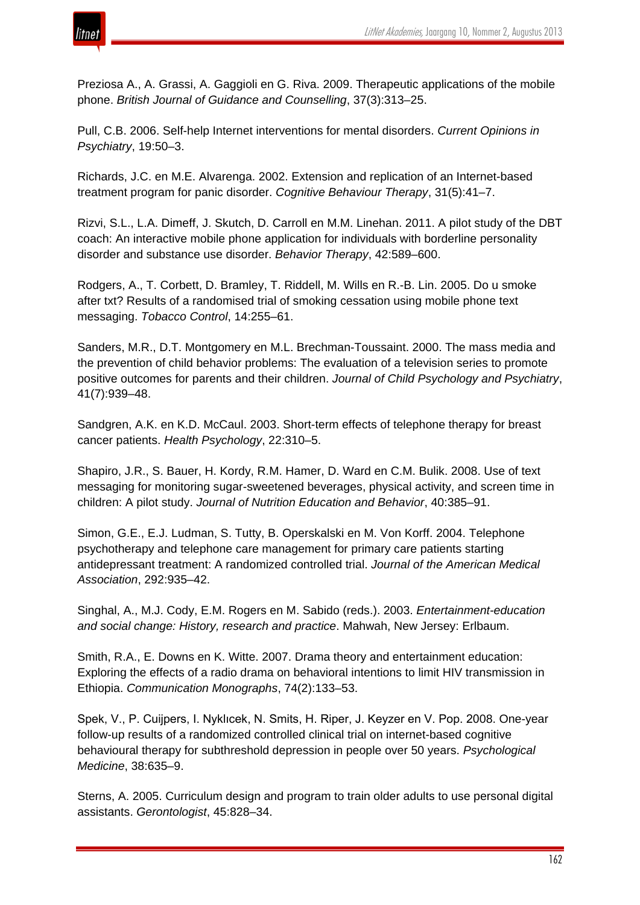Preziosa A., A. Grassi, A. Gaggioli en G. Riva. 2009. Therapeutic applications of the mobile phone. *British Journal of Guidance and Counselling*, 37(3):313–25.

Pull, C.B. 2006. Self-help Internet interventions for mental disorders. *Current Opinions in Psychiatry*, 19:50–3.

Richards, J.C. en M.E. Alvarenga. 2002. Extension and replication of an Internet-based treatment program for panic disorder. *Cognitive Behaviour Therapy*, 31(5):41–7.

Rizvi, S.L., L.A. Dimeff, J. Skutch, D. Carroll en M.M. Linehan. 2011. A pilot study of the DBT coach: An interactive mobile phone application for individuals with borderline personality disorder and substance use disorder. *Behavior Therapy*, 42:589–600.

Rodgers, A., T. Corbett, D. Bramley, T. Riddell, M. Wills en R.-B. Lin. 2005. Do u smoke after txt? Results of a randomised trial of smoking cessation using mobile phone text messaging. *Tobacco Control*, 14:255–61.

Sanders, M.R., D.T. Montgomery en M.L. Brechman-Toussaint. 2000. The mass media and the prevention of child behavior problems: The evaluation of a television series to promote positive outcomes for parents and their children. *Journal of Child Psychology and Psychiatry*, 41(7):939–48.

Sandgren, A.K. en K.D. McCaul. 2003. Short-term effects of telephone therapy for breast cancer patients. *Health Psychology*, 22:310–5.

Shapiro, J.R., S. Bauer, H. Kordy, R.M. Hamer, D. Ward en C.M. Bulik. 2008. Use of text messaging for monitoring sugar-sweetened beverages, physical activity, and screen time in children: A pilot study. *Journal of Nutrition Education and Behavior*, 40:385–91.

Simon, G.E., E.J. Ludman, S. Tutty, B. Operskalski en M. Von Korff. 2004. Telephone psychotherapy and telephone care management for primary care patients starting antidepressant treatment: A randomized controlled trial. *Journal of the American Medical Association*, 292:935–42.

Singhal, A., M.J. Cody, E.M. Rogers en M. Sabido (reds.). 2003. *Entertainment-education and social change: History, research and practice*. Mahwah, New Jersey: Erlbaum.

Smith, R.A., E. Downs en K. Witte. 2007. Drama theory and entertainment education: Exploring the effects of a radio drama on behavioral intentions to limit HIV transmission in Ethiopia. *Communication Monographs*, 74(2):133–53.

Spek, V., P. Cuijpers, I. Nyklıcek, N. Smits, H. Riper, J. Keyzer en V. Pop. 2008. One-year follow-up results of a randomized controlled clinical trial on internet-based cognitive behavioural therapy for subthreshold depression in people over 50 years. *Psychological Medicine*, 38:635–9.

Sterns, A. 2005. Curriculum design and program to train older adults to use personal digital assistants. *Gerontologist*, 45:828–34.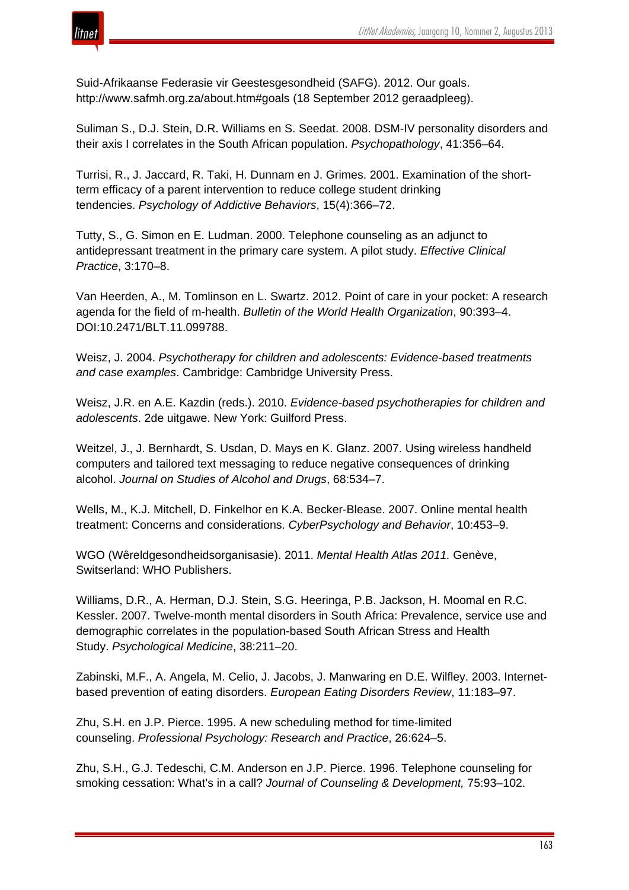Suid-Afrikaanse Federasie vir Geestesgesondheid (SAFG). 2012. Our goals. http://www.safmh.org.za/about.htm#goals (18 September 2012 geraadpleeg).

Suliman S., D.J. Stein, D.R. Williams en S. Seedat. 2008. DSM-IV personality disorders and their axis I correlates in the South African population. *Psychopathology*, 41:356–64.

Turrisi, R., J. Jaccard, R. Taki, H. Dunnam en J. Grimes. 2001. Examination of the short-term efficacy of a parent intervention to reduce college student drinking tendencies. *Psychology of Addictive Behaviors*, 15(4):366–72.

Tutty, S., G. Simon en E. Ludman. 2000. Telephone counseling as an adjunct to antidepressant treatment in the primary care system. A pilot study. *Effective Clinical Practice*, 3:170–8.

Van Heerden, A., M. Tomlinson en L. Swartz. 2012. Point of care in your pocket: A research agenda for the field of m-health. *Bulletin of the World Health Organization*, 90:393–4. DOI:10.2471/BLT.11.099788.

Weisz, J. 2004. *Psychotherapy for children and adolescents: Evidence-based treatments and case examples*. Cambridge: Cambridge University Press.

Weisz, J.R. en A.E. Kazdin (reds.). 2010. *Evidence-based psychotherapies for children and adolescents*. 2de uitgawe. New York: Guilford Press.

Weitzel, J., J. Bernhardt, S. Usdan, D. Mays en K. Glanz. 2007. Using wireless handheld computers and tailored text messaging to reduce negative consequences of drinking alcohol. *Journal on Studies of Alcohol and Drugs*, 68:534–7.

Wells, M., K.J. Mitchell, D. Finkelhor en K.A. Becker-Blease. 2007. Online mental health treatment: Concerns and considerations. *CyberPsychology and Behavior*, 10:453–9.

WGO (Wêreldgesondheidsorganisasie). 2011. *Mental Health Atlas 2011.* Genève, Switserland: WHO Publishers.

Williams, D.R., A. Herman, D.J. Stein, S.G. Heeringa, P.B. Jackson, H. Moomal en R.C. Kessler. 2007. Twelve-month mental disorders in South Africa: Prevalence, service use and demographic correlates in the population-based South African Stress and Health Study. *Psychological Medicine*, 38:211–20.

Zabinski, M.F., A. Angela, M. Celio, J. Jacobs, J. Manwaring en D.E. Wilfley. 2003. Internet-based prevention of eating disorders. *European Eating Disorders Review*, 11:183–97.

Zhu, S.H. en J.P. Pierce. 1995. A new scheduling method for time-limited counseling. *Professional Psychology: Research and Practice*, 26:624–5.

Zhu, S.H., G.J. Tedeschi, C.M. Anderson en J.P. Pierce. 1996. Telephone counseling for smoking cessation: What's in a call? *Journal of Counseling & Development,* 75:93–102.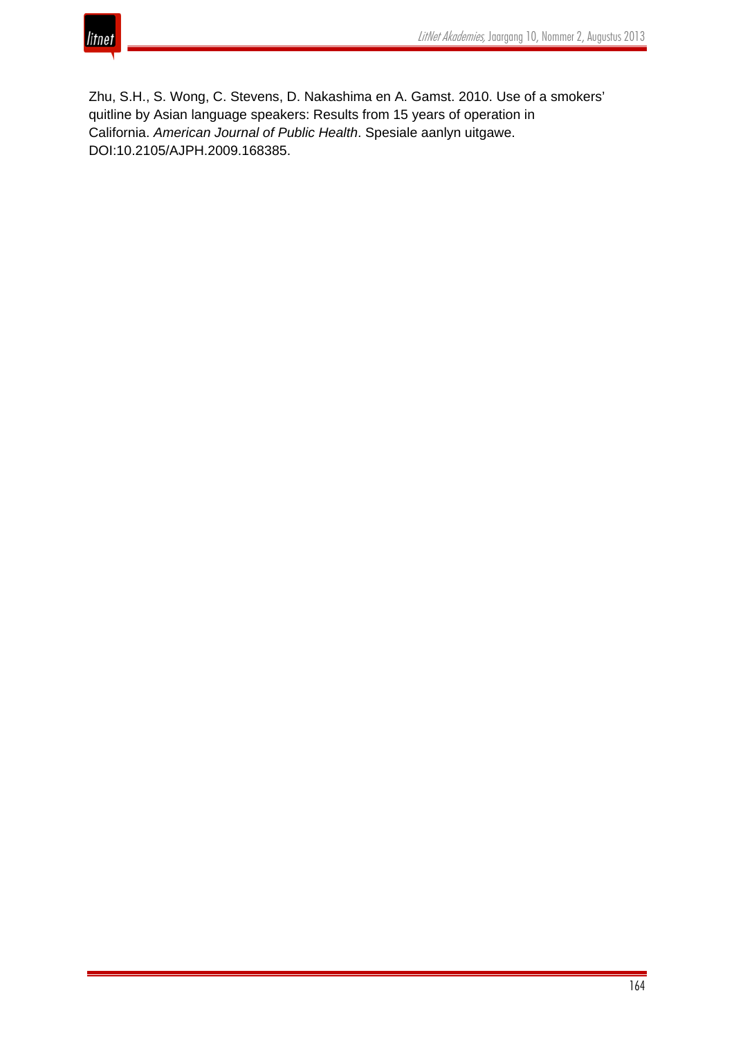Zhu, S.H., S. Wong, C. Stevens, D. Nakashima en A. Gamst. 2010. Use of a smokers' quitline by Asian language speakers: Results from 15 years of operation in California. *American Journal of Public Health*. Spesiale aanlyn uitgawe. DOI:10.2105/AJPH.2009.168385.